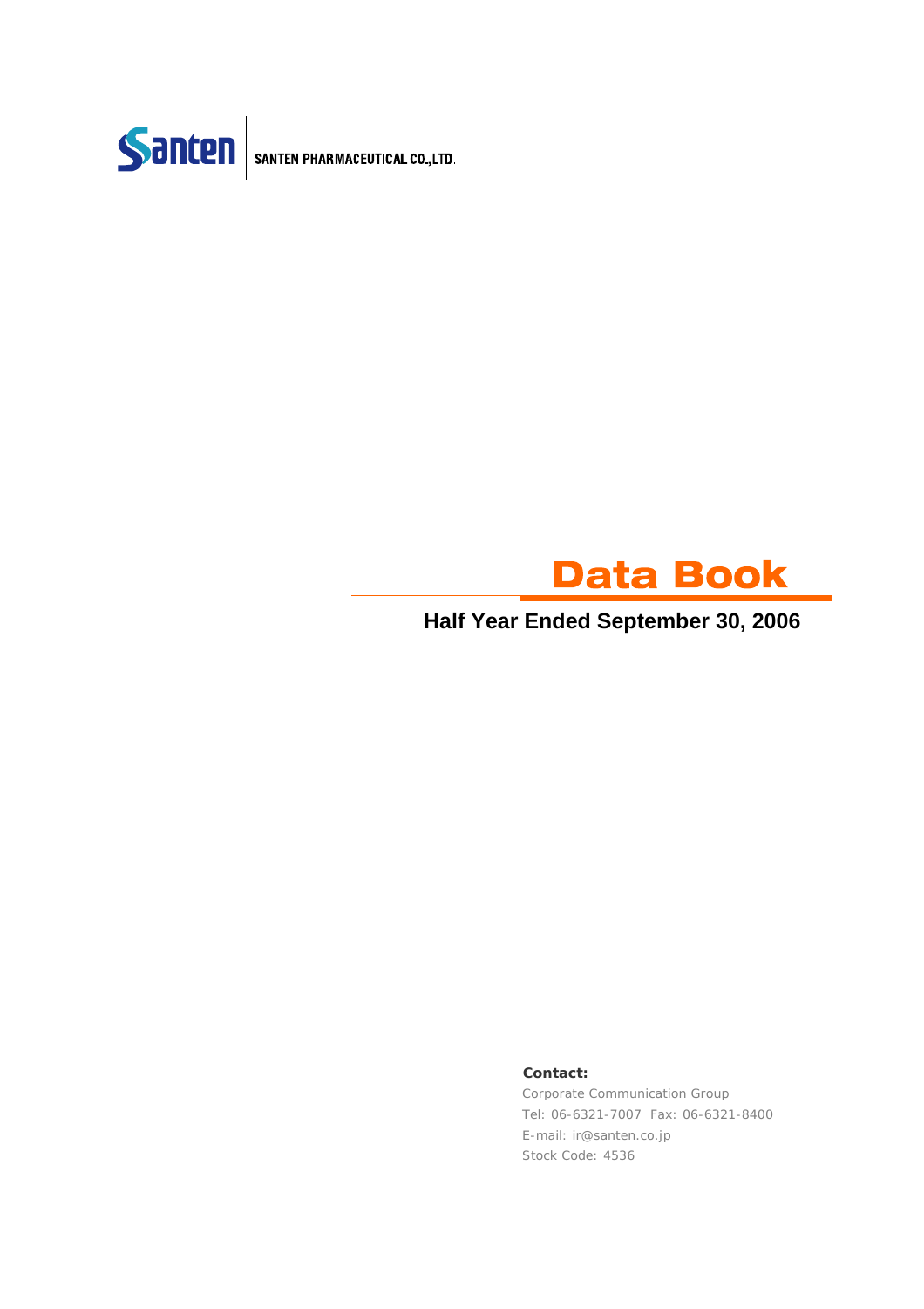Santen SANTEN PHARMACEUTICAL CO.,LTD.

# Data Book

## Half Year Ended September 30, 2006

**Contact:**

Corporate Communication Group

Tel: 06-6321-7007 Fax: 06-6321-8400

E-mail: ir@santen.co.jp

Stock Code: 4536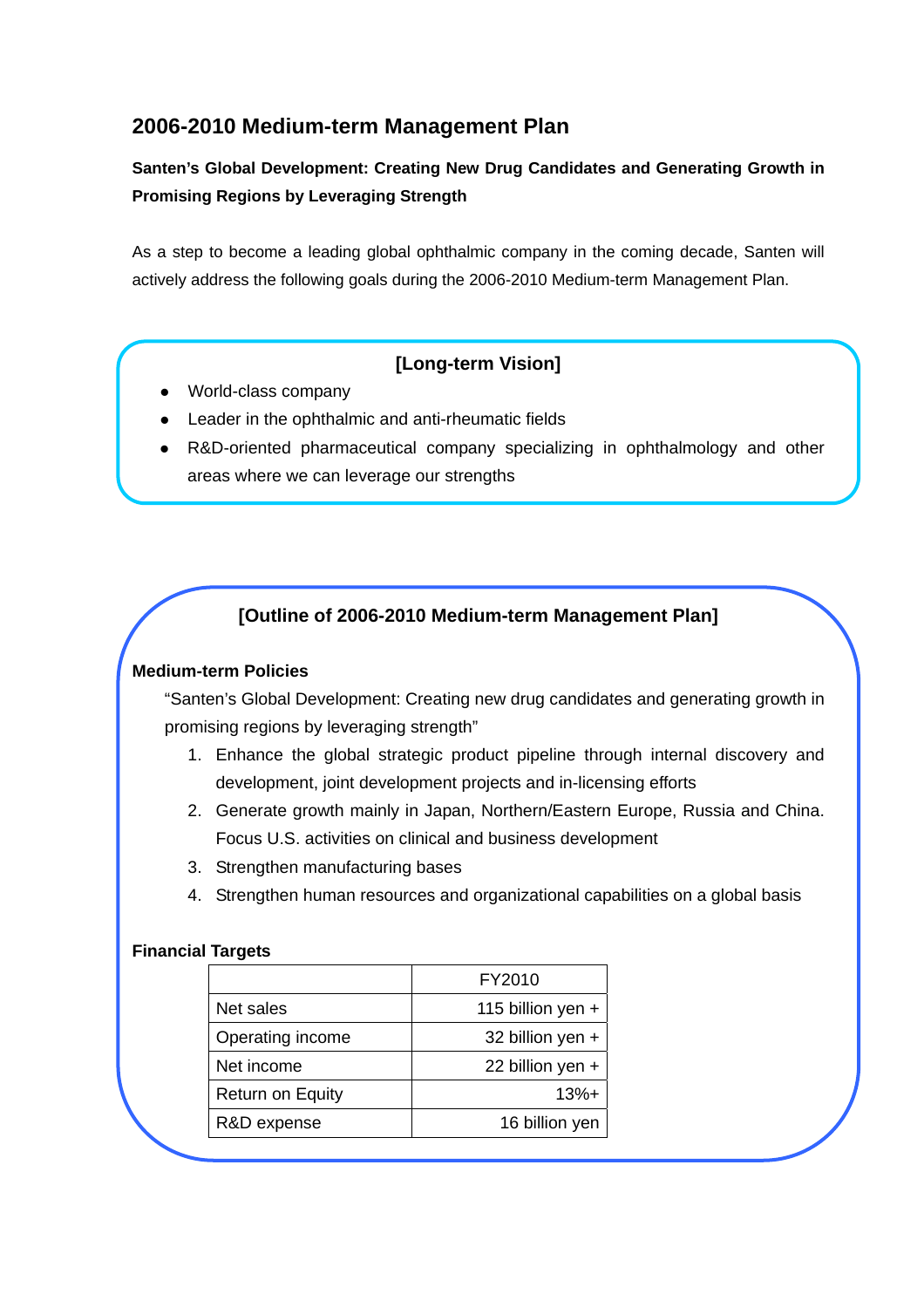# 2006-2010 Medium-term Management Plan

**Santen's Global Development: Creating New Drug Candidates and Generating Growth in Promising Regions by Leveraging Strength**

As a step to become a leading global ophthalmic company in the coming decade, Santen will actively address the following goals during the 2006-2010 Medium-term Management Plan.

### [Long-term Vision]

- World-class company
- Leader in the ophthalmic and anti-rheumatic fields
- R&D-oriented pharmaceutical company specializing in ophthalmology and other areas where we can leverage our strengths

### [Outline of 2006-2010 Medium-term Management Plan]

**Medium-term Policies**

"Santen's Global Development: Creating new drug candidates and generating growth in promising regions by leveraging strength"

1. Enhance the global strategic product pipeline through internal discovery and development, joint development projects and in-licensing efforts
2. Generate growth mainly in Japan, Northern/Eastern Europe, Russia and China. Focus U.S. activities on clinical and business development
3. Strengthen manufacturing bases
4. Strengthen human resources and organizational capabilities on a global basis

**Financial Targets**

| | FY2010 |
|---|---:|
| Net sales | 115 billion yen + |
| Operating income | 32 billion yen + |
| Net income | 22 billion yen + |
| Return on Equity | 13%+ |
| R&D expense | 16 billion yen |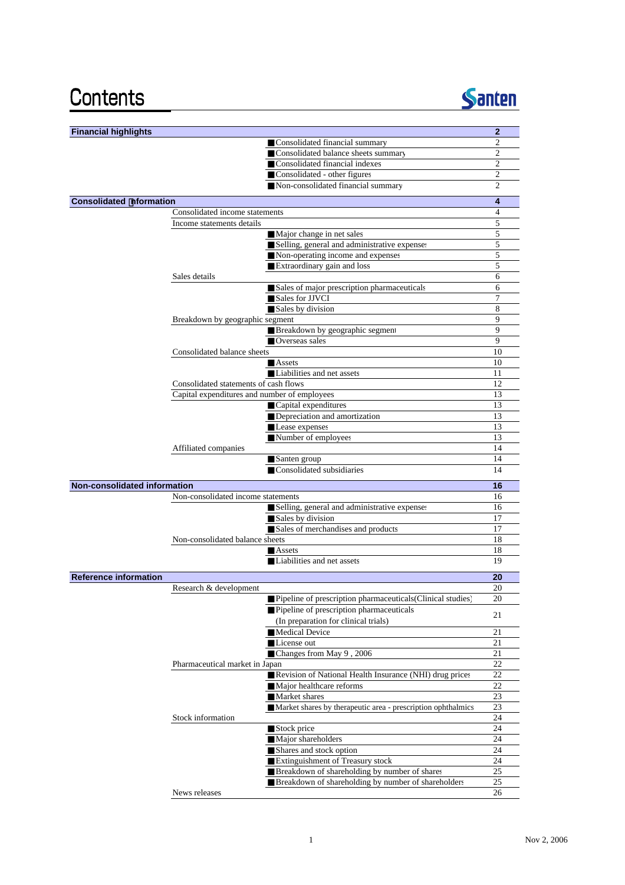# Contents

Santen

| | | | |
|---|---|---|---|
| **Financial highlights** | | | **2** |
| | | ■Consolidated financial summary | 2 |
| | | ■Consolidated balance sheets summary | 2 |
| | | ■Consolidated financial indexes | 2 |
| | | ■Consolidated - other figures | 2 |
| | | ■Non-consolidated financial summary | 2 |
| **Consolidated information** | | | **4** |
| | Consolidated income statements | | 4 |
| | Income statements details | | 5 |
| | | ■Major change in net sales | 5 |
| | | ■Selling, general and administrative expenses | 5 |
| | | ■Non-operating income and expenses | 5 |
| | | ■Extraordinary gain and loss | 5 |
| | Sales details | | 6 |
| | | ■Sales of major prescription pharmaceuticals | 6 |
| | | ■Sales for JJVCI | 7 |
| | | ■Sales by division | 8 |
| | Breakdown by geographic segment | | 9 |
| | | ■Breakdown by geographic segment | 9 |
| | | ■Overseas sales | 9 |
| | Consolidated balance sheets | | 10 |
| | | ■Assets | 10 |
| | | ■Liabilities and net assets | 11 |
| | Consolidated statements of cash flows | | 12 |
| | Capital expenditures and number of employees | | 13 |
| | | ■Capital expenditures | 13 |
| | | ■Depreciation and amortization | 13 |
| | | ■Lease expenses | 13 |
| | | ■Number of employees | 13 |
| | Affiliated companies | | 14 |
| | | ■Santen group | 14 |
| | | ■Consolidated subsidiaries | 14 |
| **Non-consolidated information** | | | **16** |
| | Non-consolidated income statements | | 16 |
| | | ■Selling, general and administrative expenses | 16 |
| | | ■Sales by division | 17 |
| | | ■Sales of merchandises and products | 17 |
| | Non-consolidated balance sheets | | 18 |
| | | ■Assets | 18 |
| | | ■Liabilities and net assets | 19 |
| **Reference information** | | | **20** |
| | Research & development | | 20 |
| | | ■Pipeline of prescription pharmaceuticals(Clinical studies) | 20 |
| | | ■Pipeline of prescription pharmaceuticals (In preparation for clinical trials) | 21 |
| | | ■Medical Device | 21 |
| | | ■License out | 21 |
| | | ■Changes from May 9 , 2006 | 21 |
| | Pharmaceutical market in Japan | | 22 |
| | | ■Revision of National Health Insurance (NHI) drug prices | 22 |
| | | ■Major healthcare reforms | 22 |
| | | ■Market shares | 23 |
| | | ■Market shares by therapeutic area - prescription ophthalmics | 23 |
| | Stock information | | 24 |
| | | ■Stock price | 24 |
| | | ■Major shareholders | 24 |
| | | ■Shares and stock option | 24 |
| | | ■Extinguishment of Treasury stock | 24 |
| | | ■Breakdown of shareholding by number of shares | 25 |
| | | ■Breakdown of shareholding by number of shareholders | 25 |
| | News releases | | 26 |

Nov 2, 2006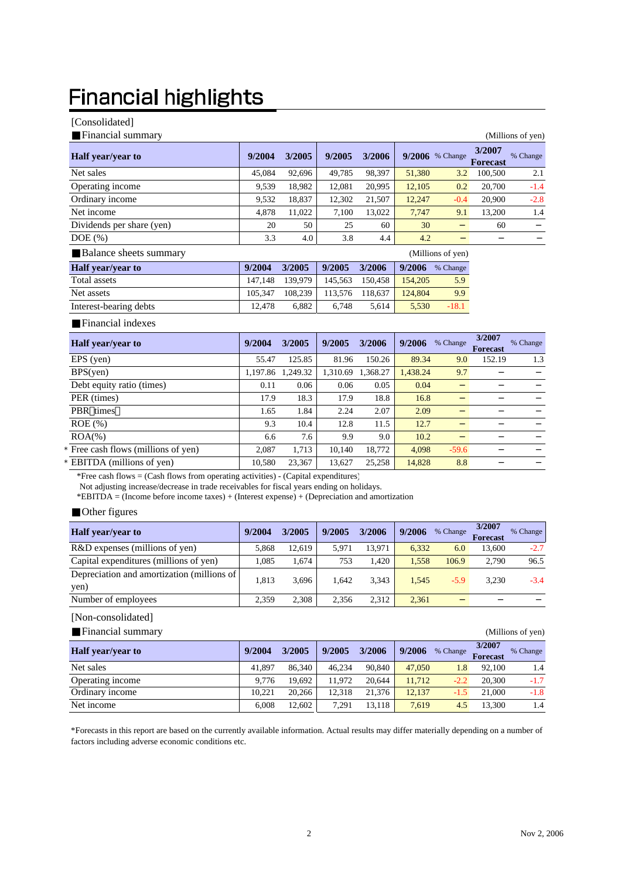# Financial highlights

[Consolidated]

■Financial summary

(Millions of yen)

| Half year/year to | 9/2004 | 3/2005 | 9/2005 | 3/2006 | 9/2006 | % Change | 3/2007 Forecast | % Change |
|---|---|---|---|---|---|---|---|---|
| Net sales | 45,084 | 92,696 | 49,785 | 98,397 | 51,380 | 3.2 | 100,500 | 2.1 |
| Operating income | 9,539 | 18,982 | 12,081 | 20,995 | 12,105 | 0.2 | 20,700 | -1.4 |
| Ordinary income | 9,532 | 18,837 | 12,302 | 21,507 | 12,247 | -0.4 | 20,900 | -2.8 |
| Net income | 4,878 | 11,022 | 7,100 | 13,022 | 7,747 | 9.1 | 13,200 | 1.4 |
| Dividends per share (yen) | 20 | 50 | 25 | 60 | 30 | − | 60 | − |
| DOE (%) | 3.3 | 4.0 | 3.8 | 4.4 | 4.2 | − | − | − |

■Balance sheets summary

(Millions of yen)

| Half year/year to | 9/2004 | 3/2005 | 9/2005 | 3/2006 | 9/2006 | % Change |
|---|---|---|---|---|---|---|
| Total assets | 147,148 | 139,979 | 145,563 | 150,458 | 154,205 | 5.9 |
| Net assets | 105,347 | 108,239 | 113,576 | 118,637 | 124,804 | 9.9 |
| Interest-bearing debts | 12,478 | 6,882 | 6,748 | 5,614 | 5,530 | -18.1 |

■Financial indexes

| Half year/year to | 9/2004 | 3/2005 | 9/2005 | 3/2006 | 9/2006 | % Change | 3/2007 Forecast | % Change |
|---|---|---|---|---|---|---|---|---|
| EPS (yen) | 55.47 | 125.85 | 81.96 | 150.26 | 89.34 | 9.0 | 152.19 | 1.3 |
| BPS(yen) | 1,197.86 | 1,249.32 | 1,310.69 | 1,368.27 | 1,438.24 | 9.7 | − | − |
| Debt equity ratio (times) | 0.11 | 0.06 | 0.06 | 0.05 | 0.04 | − | − | − |
| PER (times) | 17.9 | 18.3 | 17.9 | 18.8 | 16.8 | − | − | − |
| PBR（times） | 1.65 | 1.84 | 2.24 | 2.07 | 2.09 | − | − | − |
| ROE (%) | 9.3 | 10.4 | 12.8 | 11.5 | 12.7 | − | − | − |
| ROA(%) | 6.6 | 7.6 | 9.9 | 9.0 | 10.2 | − | − | − |
| * Free cash flows (millions of yen) | 2,087 | 1,713 | 10,140 | 18,772 | 4,098 | -59.6 | − | − |
| * EBITDA (millions of yen) | 10,580 | 23,367 | 13,627 | 25,258 | 14,828 | 8.8 | − | − |

*Free cash flows = (Cash flows from operating activities) - (Capital expenditures)
Not adjusting increase/decrease in trade receivables for fiscal years ending on holidays.
*EBITDA = (Income before income taxes) + (Interest expense) + (Depreciation and amortization

■Other figures

| Half year/year to | 9/2004 | 3/2005 | 9/2005 | 3/2006 | 9/2006 | % Change | 3/2007 Forecast | % Change |
|---|---|---|---|---|---|---|---|---|
| R&D expenses (millions of yen) | 5,868 | 12,619 | 5,971 | 13,971 | 6,332 | 6.0 | 13,600 | -2.7 |
| Capital expenditures (millions of yen) | 1,085 | 1,674 | 753 | 1,420 | 1,558 | 106.9 | 2,790 | 96.5 |
| Depreciation and amortization (millions of yen) | 1,813 | 3,696 | 1,642 | 3,343 | 1,545 | -5.9 | 3,230 | -3.4 |
| Number of employees | 2,359 | 2,308 | 2,356 | 2,312 | 2,361 | − | − | − |

[Non-consolidated]

■Financial summary

(Millions of yen)

| Half year/year to | 9/2004 | 3/2005 | 9/2005 | 3/2006 | 9/2006 | % Change | 3/2007 Forecast | % Change |
|---|---|---|---|---|---|---|---|---|
| Net sales | 41,897 | 86,340 | 46,234 | 90,840 | 47,050 | 1.8 | 92,100 | 1.4 |
| Operating income | 9,776 | 19,692 | 11,972 | 20,644 | 11,712 | -2.2 | 20,300 | -1.7 |
| Ordinary income | 10,221 | 20,266 | 12,318 | 21,376 | 12,137 | -1.5 | 21,000 | -1.8 |
| Net income | 6,008 | 12,602 | 7,291 | 13,118 | 7,619 | 4.5 | 13,300 | 1.4 |

*Forecasts in this report are based on the currently available information. Actual results may differ materially depending on a number of factors including adverse economic conditions etc.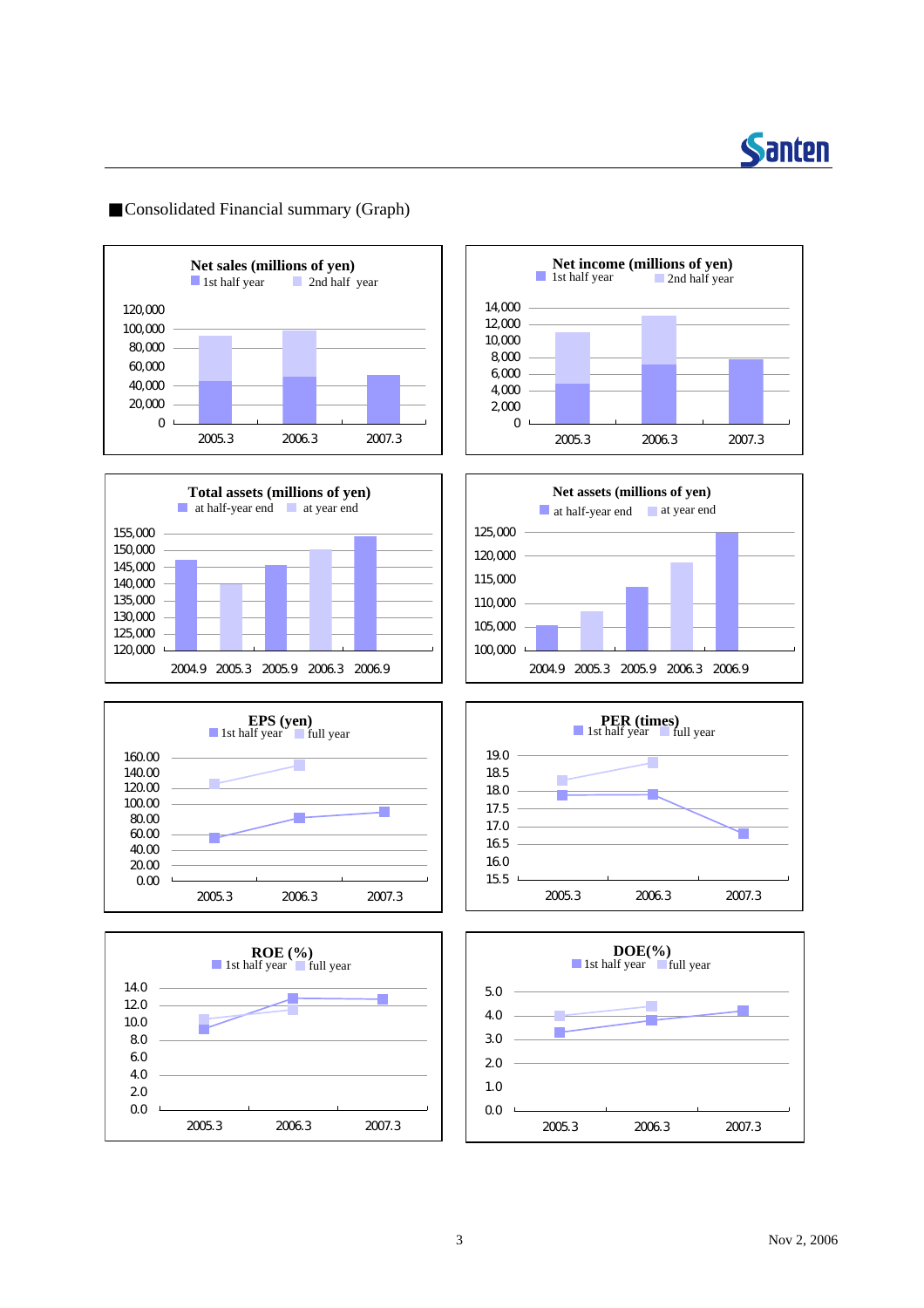## ■Consolidated Financial summary (Graph)

**Net sales (millions of yen)**
1st half year　2nd half year

120,000
100,000
80,000
60,000
40,000
20,000
0

2005.3　2006.3　2007.3

**Net income (millions of yen)**
1st half year　2nd half year

14,000
12,000
10,000
8,000
6,000
4,000
2,000
0

2005.3　2006.3　2007.3

**Total assets (millions of yen)**
at half-year end　at year end

155,000
150,000
145,000
140,000
135,000
130,000
125,000
120,000

2004.9　2005.3　2005.9　2006.3　2006.9

**Net assets (millions of yen)**
at half-year end　at year end

125,000
120,000
115,000
110,000
105,000
100,000

2004.9　2005.3　2005.9　2006.3　2006.9

**EPS (yen)**
1st half year　full year

160.00
140.00
120.00
100.00
80.00
60.00
40.00
20.00
0.00

2005.3　2006.3　2007.3

**PER (times)**
1st half year　full year

19.0
18.5
18.0
17.5
17.0
16.5
16.0
15.5

2005.3　2006.3　2007.3

**ROE (%)**
1st half year　full year

14.0
12.0
10.0
8.0
6.0
4.0
2.0
0.0

2005.3　2006.3　2007.3

**DOE(%)**
1st half year　full year

5.0
4.0
3.0
2.0
1.0
0.0

2005.3　2006.3　2007.3

Nov 2, 2006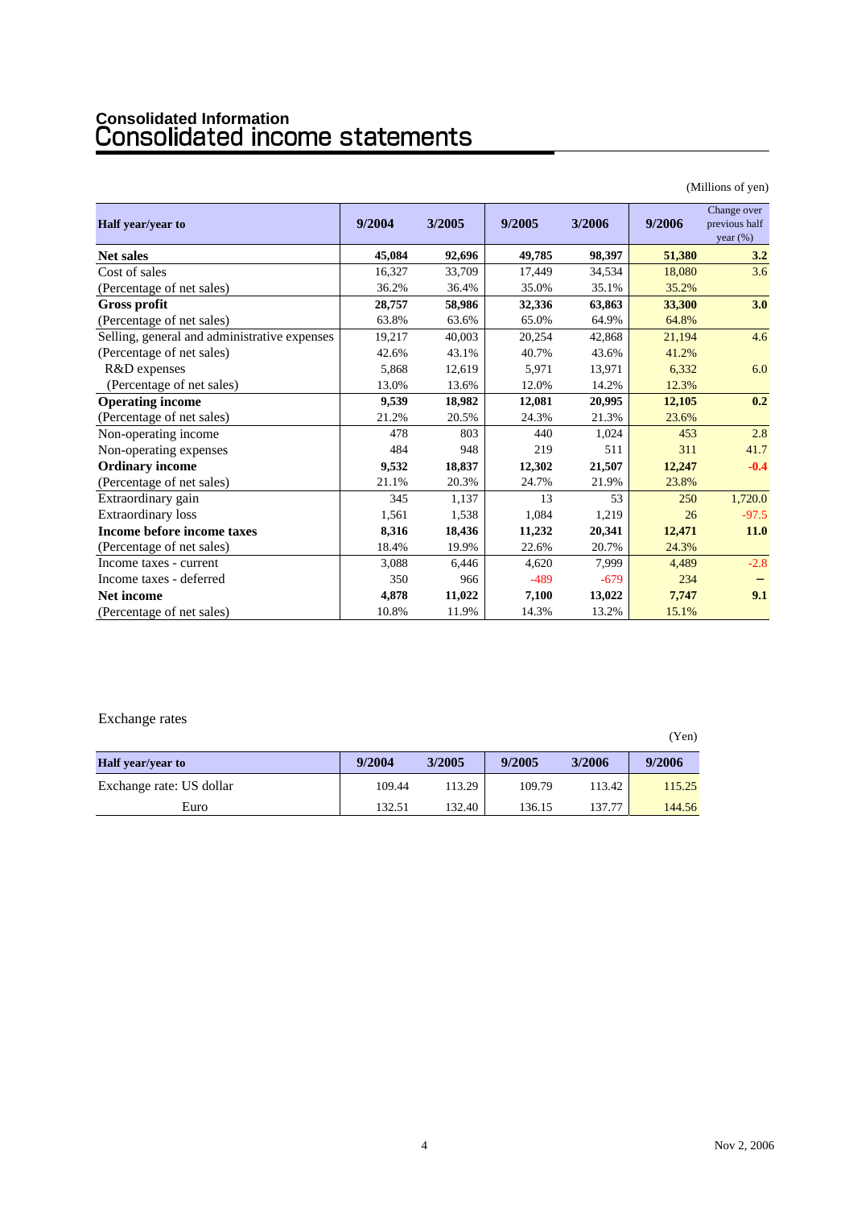## Consolidated Information

# Consolidated income statements

(Millions of yen)

| Half year/year to | 9/2004 | 3/2005 | 9/2005 | 3/2006 | 9/2006 | Change over previous half year (%) |
|---|---|---|---|---|---|---|
| **Net sales** | **45,084** | **92,696** | **49,785** | **98,397** | **51,380** | **3.2** |
| Cost of sales | 16,327 | 33,709 | 17,449 | 34,534 | 18,080 | 3.6 |
| (Percentage of net sales) | 36.2% | 36.4% | 35.0% | 35.1% | 35.2% | |
| **Gross profit** | **28,757** | **58,986** | **32,336** | **63,863** | **33,300** | **3.0** |
| (Percentage of net sales) | 63.8% | 63.6% | 65.0% | 64.9% | 64.8% | |
| Selling, general and administrative expenses | 19,217 | 40,003 | 20,254 | 42,868 | 21,194 | 4.6 |
| (Percentage of net sales) | 42.6% | 43.1% | 40.7% | 43.6% | 41.2% | |
| R&D expenses | 5,868 | 12,619 | 5,971 | 13,971 | 6,332 | 6.0 |
| (Percentage of net sales) | 13.0% | 13.6% | 12.0% | 14.2% | 12.3% | |
| **Operating income** | **9,539** | **18,982** | **12,081** | **20,995** | **12,105** | **0.2** |
| (Percentage of net sales) | 21.2% | 20.5% | 24.3% | 21.3% | 23.6% | |
| Non-operating income | 478 | 803 | 440 | 1,024 | 453 | 2.8 |
| Non-operating expenses | 484 | 948 | 219 | 511 | 311 | 41.7 |
| **Ordinary income** | **9,532** | **18,837** | **12,302** | **21,507** | **12,247** | **-0.4** |
| (Percentage of net sales) | 21.1% | 20.3% | 24.7% | 21.9% | 23.8% | |
| Extraordinary gain | 345 | 1,137 | 13 | 53 | 250 | 1,720.0 |
| Extraordinary loss | 1,561 | 1,538 | 1,084 | 1,219 | 26 | -97.5 |
| **Income before income taxes** | **8,316** | **18,436** | **11,232** | **20,341** | **12,471** | **11.0** |
| (Percentage of net sales) | 18.4% | 19.9% | 22.6% | 20.7% | 24.3% | |
| Income taxes - current | 3,088 | 6,446 | 4,620 | 7,999 | 4,489 | -2.8 |
| Income taxes - deferred | 350 | 966 | -489 | -679 | 234 | – |
| **Net income** | **4,878** | **11,022** | **7,100** | **13,022** | **7,747** | **9.1** |
| (Percentage of net sales) | 10.8% | 11.9% | 14.3% | 13.2% | 15.1% | |

Exchange rates

(Yen)

| Half year/year to | 9/2004 | 3/2005 | 9/2005 | 3/2006 | 9/2006 |
|---|---|---|---|---|---|
| Exchange rate: US dollar | 109.44 | 113.29 | 109.79 | 113.42 | 115.25 |
| Euro | 132.51 | 132.40 | 136.15 | 137.77 | 144.56 |

Nov 2, 2006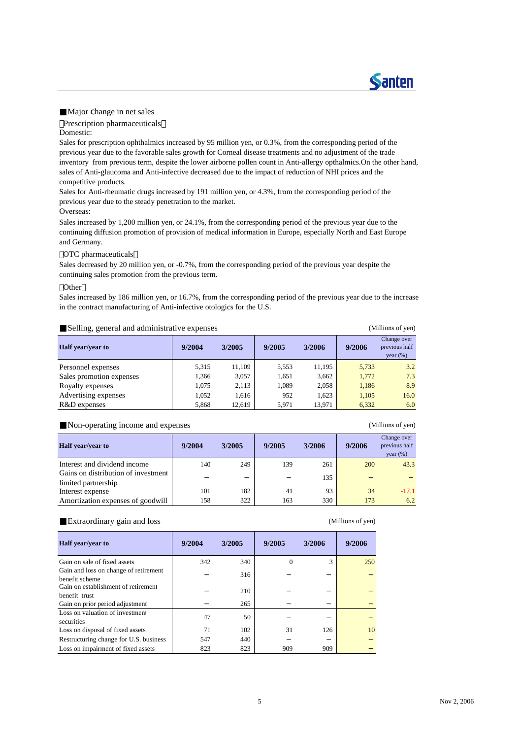## ■Major change in net sales

【Prescription pharmaceuticals】

Domestic:

Sales for prescription ophthalmics increased by 95 million yen, or 0.3%, from the corresponding period of the previous year due to the favorable sales growth for Corneal disease treatments and no adjustment of the trade inventory from previous term, despite the lower airborne pollen count in Anti-allergy opthalmics.On the other hand, sales of Anti-glaucoma and Anti-infective decreased due to the impact of reduction of NHI prices and the competitive products.

Sales for Anti-rheumatic drugs increased by 191 million yen, or 4.3%, from the corresponding period of the previous year due to the steady penetration to the market.

Overseas:

Sales increased by 1,200 million yen, or 24.1%, from the corresponding period of the previous year due to the continuing diffusion promotion of provision of medical information in Europe, especially North and East Europe and Germany.

【OTC pharmaceuticals】

Sales decreased by 20 million yen, or -0.7%, from the corresponding period of the previous year despite the continuing sales promotion from the previous term.

【Other】

Sales increased by 186 million yen, or 16.7%, from the corresponding period of the previous year due to the increase in the contract manufacturing of Anti-infective otologics for the U.S.

## ■Selling, general and administrative expenses

(Millions of yen)

| Half year/year to | 9/2004 | 3/2005 | 9/2005 | 3/2006 | 9/2006 | Change over previous half year (%) |
|---|---|---|---|---|---|---|
| Personnel expenses | 5,315 | 11,109 | 5,553 | 11,195 | 5,733 | 3.2 |
| Sales promotion expenses | 1,366 | 3,057 | 1,651 | 3,662 | 1,772 | 7.3 |
| Royalty expenses | 1,075 | 2,113 | 1,089 | 2,058 | 1,186 | 8.9 |
| Advertising expenses | 1,052 | 1,616 | 952 | 1,623 | 1,105 | 16.0 |
| R&D expenses | 5,868 | 12,619 | 5,971 | 13,971 | 6,332 | 6.0 |

## ■Non-operating income and expenses

(Millions of yen)

| Half year/year to | 9/2004 | 3/2005 | 9/2005 | 3/2006 | 9/2006 | Change over previous half year (%) |
|---|---|---|---|---|---|---|
| Interest and dividend income | 140 | 249 | 139 | 261 | 200 | 43.3 |
| Gains on distribution of investment limited partnership | − | − | − | 135 | − | − |
| Interest expense | 101 | 182 | 41 | 93 | 34 | -17.1 |
| Amortization expenses of goodwill | 158 | 322 | 163 | 330 | 173 | 6.2 |

## ■Extraordinary gain and loss

(Millions of yen)

| Half year/year to | 9/2004 | 3/2005 | 9/2005 | 3/2006 | 9/2006 |
|---|---|---|---|---|---|
| Gain on sale of fixed assets | 342 | 340 | 0 | 3 | 250 |
| Gain and loss on change of retirement benefit scheme | − | 316 | − | − | − |
| Gain on establishment of retirement benefit trust | − | 210 | − | − | − |
| Gain on prior period adjustment | − | 265 | − | − | − |
| Loss on valuation of investment securities | 47 | 50 | − | − | − |
| Loss on disposal of fixed assets | 71 | 102 | 31 | 126 | 10 |
| Restructuring change for U.S. business | 547 | 440 | − | − | − |
| Loss on impairment of fixed assets | 823 | 823 | 909 | 909 | − |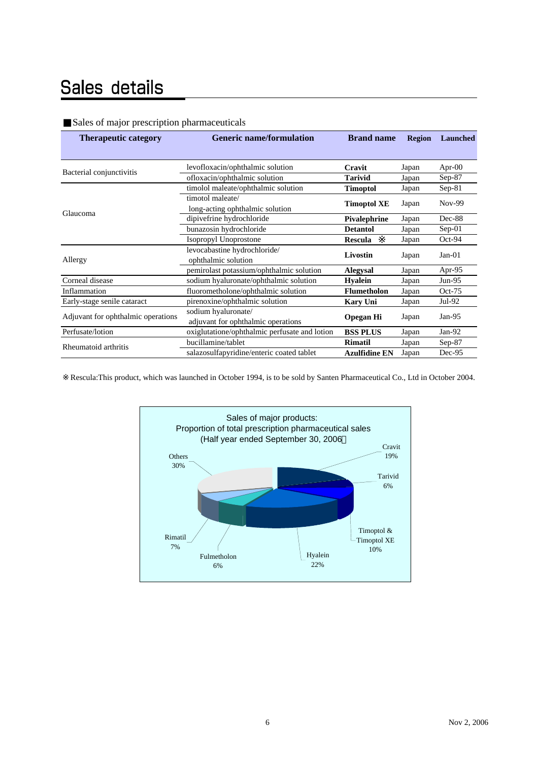# Sales details

■Sales of major prescription pharmaceuticals

| Therapeutic category | Generic name/formulation | Brand name | Region | Launched |
|---|---|---|---|---|
| Bacterial conjunctivitis | levofloxacin/ophthalmic solution | **Cravit** | Japan | Apr-00 |
| | ofloxacin/ophthalmic solution | **Tarivid** | Japan | Sep-87 |
| Glaucoma | timolol maleate/ophthalmic solution | **Timoptol** | Japan | Sep-81 |
| | timotol maleate/ long-acting ophthalmic solution | **Timoptol XE** | Japan | Nov-99 |
| | dipivefrine hydrochloride | **Pivalephrine** | Japan | Dec-88 |
| | bunazosin hydrochloride | **Detantol** | Japan | Sep-01 |
| | Isopropyl Unoprostone | **Rescula** ※ | Japan | Oct-94 |
| Allergy | levocabastine hydrochloride/ ophthalmic solution | **Livostin** | Japan | Jan-01 |
| | pemirolast potassium/ophthalmic solution | **Alegysal** | Japan | Apr-95 |
| Corneal disease | sodium hyaluronate/ophthalmic solution | **Hyalein** | Japan | Jun-95 |
| Inflammation | fluorometholone/ophthalmic solution | **Flumetholon** | Japan | Oct-75 |
| Early-stage senile cataract | pirenoxine/ophthalmic solution | **Kary Uni** | Japan | Jul-92 |
| Adjuvant for ophthalmic operations | sodium hyaluronate/ adjuvant for ophthalmic operations | **Opegan Hi** | Japan | Jan-95 |
| Perfusate/lotion | oxiglutatione/ophthalmic perfusate and lotion | **BSS PLUS** | Japan | Jan-92 |
| Rheumatoid arthritis | bucillamine/tablet | **Rimatil** | Japan | Sep-87 |
| | salazosulfapyridine/enteric coated tablet | **Azulfidine EN** | Japan | Dec-95 |

※Rescula:This product, which was launched in October 1994, is to be sold by Santen Pharmaceutical Co., Ltd in October 2004.

Sales of major products:
Proportion of total prescription pharmaceutical sales
(Half year ended September 30, 2006)

| Product | Proportion |
|---|---|
| Cravit | 19% |
| Tarivid | 6% |
| Timoptol & Timoptol XE | 10% |
| Hyalein | 22% |
| Fulmetholon | 6% |
| Rimatil | 7% |
| Others | 30% |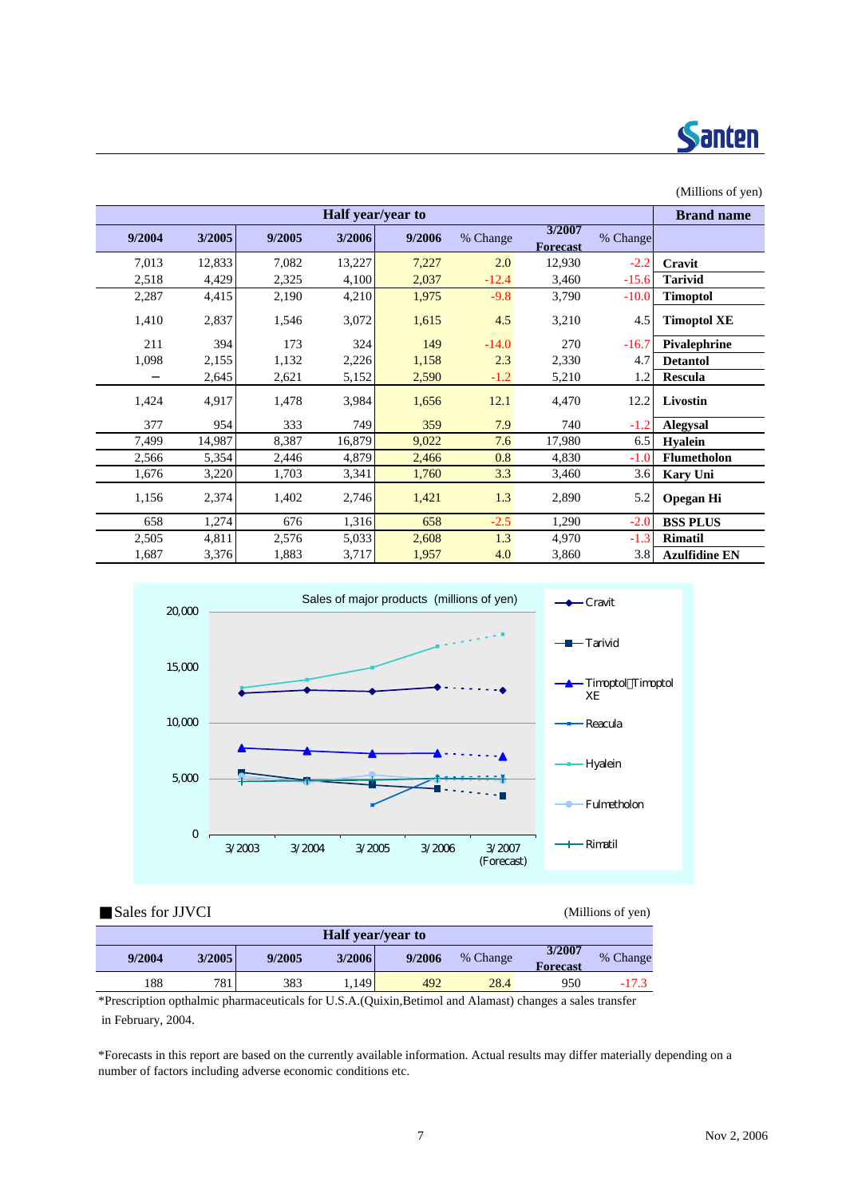(Millions of yen)

| Half year/year to | | | | | | | | Brand name |
|---|---|---|---|---|---|---|---|---|
| 9/2004 | 3/2005 | 9/2005 | 3/2006 | 9/2006 | % Change | 3/2007 Forecast | % Change | |
| 7,013 | 12,833 | 7,082 | 13,227 | 7,227 | 2.0 | 12,930 | -2.2 | **Cravit** |
| 2,518 | 4,429 | 2,325 | 4,100 | 2,037 | -12.4 | 3,460 | -15.6 | **Tarivid** |
| 2,287 | 4,415 | 2,190 | 4,210 | 1,975 | -9.8 | 3,790 | -10.0 | **Timoptol** |
| 1,410 | 2,837 | 1,546 | 3,072 | 1,615 | 4.5 | 3,210 | 4.5 | **Timoptol XE** |
| 211 | 394 | 173 | 324 | 149 | -14.0 | 270 | -16.7 | **Pivalephrine** |
| 1,098 | 2,155 | 1,132 | 2,226 | 1,158 | 2.3 | 2,330 | 4.7 | **Detantol** |
| – | 2,645 | 2,621 | 5,152 | 2,590 | -1.2 | 5,210 | 1.2 | **Rescula** |
| 1,424 | 4,917 | 1,478 | 3,984 | 1,656 | 12.1 | 4,470 | 12.2 | **Livostin** |
| 377 | 954 | 333 | 749 | 359 | 7.9 | 740 | -1.2 | **Alegysal** |
| 7,499 | 14,987 | 8,387 | 16,879 | 9,022 | 7.6 | 17,980 | 6.5 | **Hyalein** |
| 2,566 | 5,354 | 2,446 | 4,879 | 2,466 | 0.8 | 4,830 | -1.0 | **Flumetholon** |
| 1,676 | 3,220 | 1,703 | 3,341 | 1,760 | 3.3 | 3,460 | 3.6 | **Kary Uni** |
| 1,156 | 2,374 | 1,402 | 2,746 | 1,421 | 1.3 | 2,890 | 5.2 | **Opegan Hi** |
| 658 | 1,274 | 676 | 1,316 | 658 | -2.5 | 1,290 | -2.0 | **BSS PLUS** |
| 2,505 | 4,811 | 2,576 | 5,033 | 2,608 | 1.3 | 4,970 | -1.3 | **Rimatil** |
| 1,687 | 3,376 | 1,883 | 3,717 | 1,957 | 4.0 | 3,860 | 3.8 | **Azulfidine EN** |

Sales of major products (millions of yen)

■Sales for JJVCI

(Millions of yen)

| Half year/year to | | | | | | | |
|---|---|---|---|---|---|---|---|
| 9/2004 | 3/2005 | 9/2005 | 3/2006 | 9/2006 | % Change | 3/2007 Forecast | % Change |
| 188 | 781 | 383 | 1,149 | 492 | 28.4 | 950 | -17.3 |

*Prescription opthalmic pharmaceuticals for U.S.A.(Quixin,Betimol and Alamast) changes a sales transfer in February, 2004.

*Forecasts in this report are based on the currently available information. Actual results may differ materially depending on a number of factors including adverse economic conditions etc.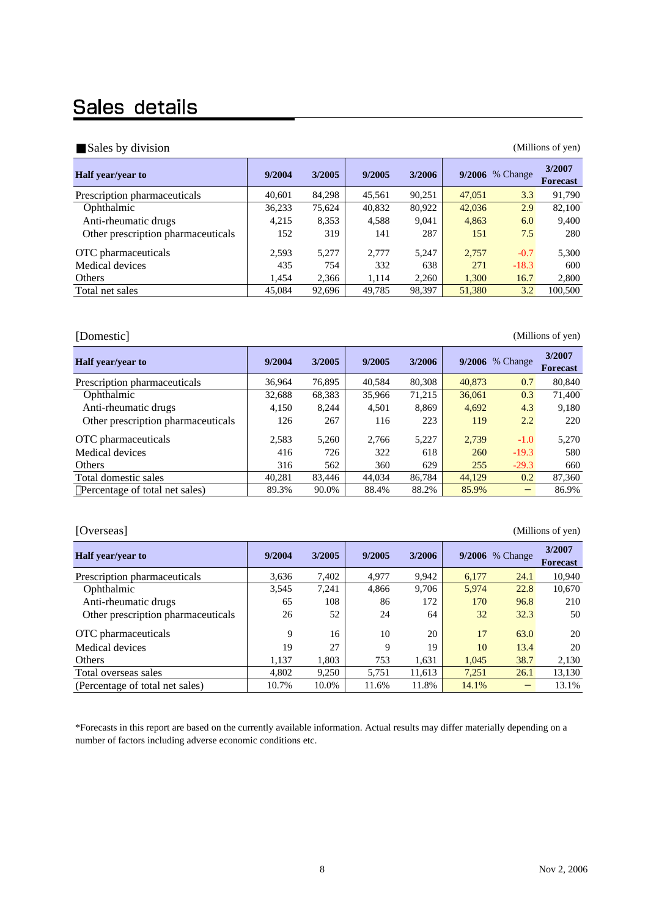# Sales details

■Sales by division

(Millions of yen)

| Half year/year to | 9/2004 | 3/2005 | 9/2005 | 3/2006 | 9/2006 | % Change | 3/2007 Forecast |
|---|---|---|---|---|---|---|---|
| Prescription pharmaceuticals | 40,601 | 84,298 | 45,561 | 90,251 | 47,051 | 3.3 | 91,790 |
| Ophthalmic | 36,233 | 75,624 | 40,832 | 80,922 | 42,036 | 2.9 | 82,100 |
| Anti-rheumatic drugs | 4,215 | 8,353 | 4,588 | 9,041 | 4,863 | 6.0 | 9,400 |
| Other prescription pharmaceuticals | 152 | 319 | 141 | 287 | 151 | 7.5 | 280 |
| OTC pharmaceuticals | 2,593 | 5,277 | 2,777 | 5,247 | 2,757 | -0.7 | 5,300 |
| Medical devices | 435 | 754 | 332 | 638 | 271 | -18.3 | 600 |
| Others | 1,454 | 2,366 | 1,114 | 2,260 | 1,300 | 16.7 | 2,800 |
| Total net sales | 45,084 | 92,696 | 49,785 | 98,397 | 51,380 | 3.2 | 100,500 |

[Domestic]

(Millions of yen)

| Half year/year to | 9/2004 | 3/2005 | 9/2005 | 3/2006 | 9/2006 | % Change | 3/2007 Forecast |
|---|---|---|---|---|---|---|---|
| Prescription pharmaceuticals | 36,964 | 76,895 | 40,584 | 80,308 | 40,873 | 0.7 | 80,840 |
| Ophthalmic | 32,688 | 68,383 | 35,966 | 71,215 | 36,061 | 0.3 | 71,400 |
| Anti-rheumatic drugs | 4,150 | 8,244 | 4,501 | 8,869 | 4,692 | 4.3 | 9,180 |
| Other prescription pharmaceuticals | 126 | 267 | 116 | 223 | 119 | 2.2 | 220 |
| OTC pharmaceuticals | 2,583 | 5,260 | 2,766 | 5,227 | 2,739 | -1.0 | 5,270 |
| Medical devices | 416 | 726 | 322 | 618 | 260 | -19.3 | 580 |
| Others | 316 | 562 | 360 | 629 | 255 | -29.3 | 660 |
| Total domestic sales | 40,281 | 83,446 | 44,034 | 86,784 | 44,129 | 0.2 | 87,360 |
| (Percentage of total net sales) | 89.3% | 90.0% | 88.4% | 88.2% | 85.9% | − | 86.9% |

[Overseas]

(Millions of yen)

| Half year/year to | 9/2004 | 3/2005 | 9/2005 | 3/2006 | 9/2006 | % Change | 3/2007 Forecast |
|---|---|---|---|---|---|---|---|
| Prescription pharmaceuticals | 3,636 | 7,402 | 4,977 | 9,942 | 6,177 | 24.1 | 10,940 |
| Ophthalmic | 3,545 | 7,241 | 4,866 | 9,706 | 5,974 | 22.8 | 10,670 |
| Anti-rheumatic drugs | 65 | 108 | 86 | 172 | 170 | 96.8 | 210 |
| Other prescription pharmaceuticals | 26 | 52 | 24 | 64 | 32 | 32.3 | 50 |
| OTC pharmaceuticals | 9 | 16 | 10 | 20 | 17 | 63.0 | 20 |
| Medical devices | 19 | 27 | 9 | 19 | 10 | 13.4 | 20 |
| Others | 1,137 | 1,803 | 753 | 1,631 | 1,045 | 38.7 | 2,130 |
| Total overseas sales | 4,802 | 9,250 | 5,751 | 11,613 | 7,251 | 26.1 | 13,130 |
| (Percentage of total net sales) | 10.7% | 10.0% | 11.6% | 11.8% | 14.1% | − | 13.1% |

*Forecasts in this report are based on the currently available information. Actual results may differ materially depending on a number of factors including adverse economic conditions etc.

Nov 2, 2006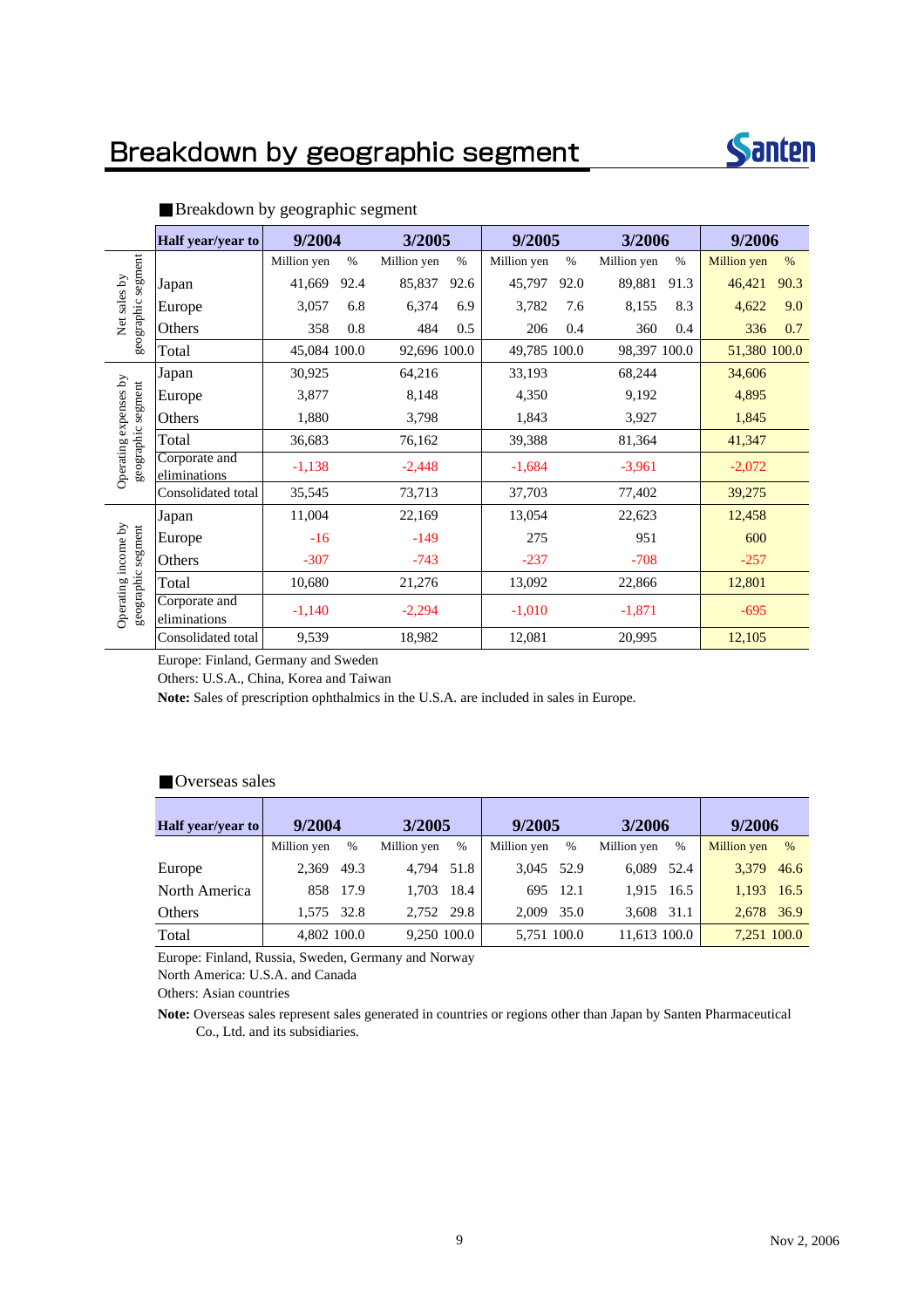# Breakdown by geographic segment

■Breakdown by geographic segment

| | Half year/year to | 9/2004 | | 3/2005 | | 9/2005 | | 3/2006 | | 9/2006 | |
|---|---|---|---|---|---|---|---|---|---|---|---|
| | | Million yen | % | Million yen | % | Million yen | % | Million yen | % | Million yen | % |
| Net sales by geographic segment | Japan | 41,669 | 92.4 | 85,837 | 92.6 | 45,797 | 92.0 | 89,881 | 91.3 | 46,421 | 90.3 |
| | Europe | 3,057 | 6.8 | 6,374 | 6.9 | 3,782 | 7.6 | 8,155 | 8.3 | 4,622 | 9.0 |
| | Others | 358 | 0.8 | 484 | 0.5 | 206 | 0.4 | 360 | 0.4 | 336 | 0.7 |
| | Total | 45,084 | 100.0 | 92,696 | 100.0 | 49,785 | 100.0 | 98,397 | 100.0 | 51,380 | 100.0 |
| Operating expenses by geographic segment | Japan | 30,925 | | 64,216 | | 33,193 | | 68,244 | | 34,606 | |
| | Europe | 3,877 | | 8,148 | | 4,350 | | 9,192 | | 4,895 | |
| | Others | 1,880 | | 3,798 | | 1,843 | | 3,927 | | 1,845 | |
| | Total | 36,683 | | 76,162 | | 39,388 | | 81,364 | | 41,347 | |
| | Corporate and eliminations | -1,138 | | -2,448 | | -1,684 | | -3,961 | | -2,072 | |
| | Consolidated total | 35,545 | | 73,713 | | 37,703 | | 77,402 | | 39,275 | |
| Operating income by geographic segment | Japan | 11,004 | | 22,169 | | 13,054 | | 22,623 | | 12,458 | |
| | Europe | -16 | | -149 | | 275 | | 951 | | 600 | |
| | Others | -307 | | -743 | | -237 | | -708 | | -257 | |
| | Total | 10,680 | | 21,276 | | 13,092 | | 22,866 | | 12,801 | |
| | Corporate and eliminations | -1,140 | | -2,294 | | -1,010 | | -1,871 | | -695 | |
| | Consolidated total | 9,539 | | 18,982 | | 12,081 | | 20,995 | | 12,105 | |

Europe: Finland, Germany and Sweden

Others: U.S.A., China, Korea and Taiwan

**Note:** Sales of prescription ophthalmics in the U.S.A. are included in sales in Europe.

■Overseas sales

| Half year/year to | 9/2004 | | 3/2005 | | 9/2005 | | 3/2006 | | 9/2006 | |
|---|---|---|---|---|---|---|---|---|---|---|
| | Million yen | % | Million yen | % | Million yen | % | Million yen | % | Million yen | % |
| Europe | 2,369 | 49.3 | 4,794 | 51.8 | 3,045 | 52.9 | 6,089 | 52.4 | 3,379 | 46.6 |
| North America | 858 | 17.9 | 1,703 | 18.4 | 695 | 12.1 | 1,915 | 16.5 | 1,193 | 16.5 |
| Others | 1,575 | 32.8 | 2,752 | 29.8 | 2,009 | 35.0 | 3,608 | 31.1 | 2,678 | 36.9 |
| Total | 4,802 | 100.0 | 9,250 | 100.0 | 5,751 | 100.0 | 11,613 | 100.0 | 7,251 | 100.0 |

Europe: Finland, Russia, Sweden, Germany and Norway

North America: U.S.A. and Canada

Others: Asian countries

**Note:** Overseas sales represent sales generated in countries or regions other than Japan by Santen Pharmaceutical Co., Ltd. and its subsidiaries.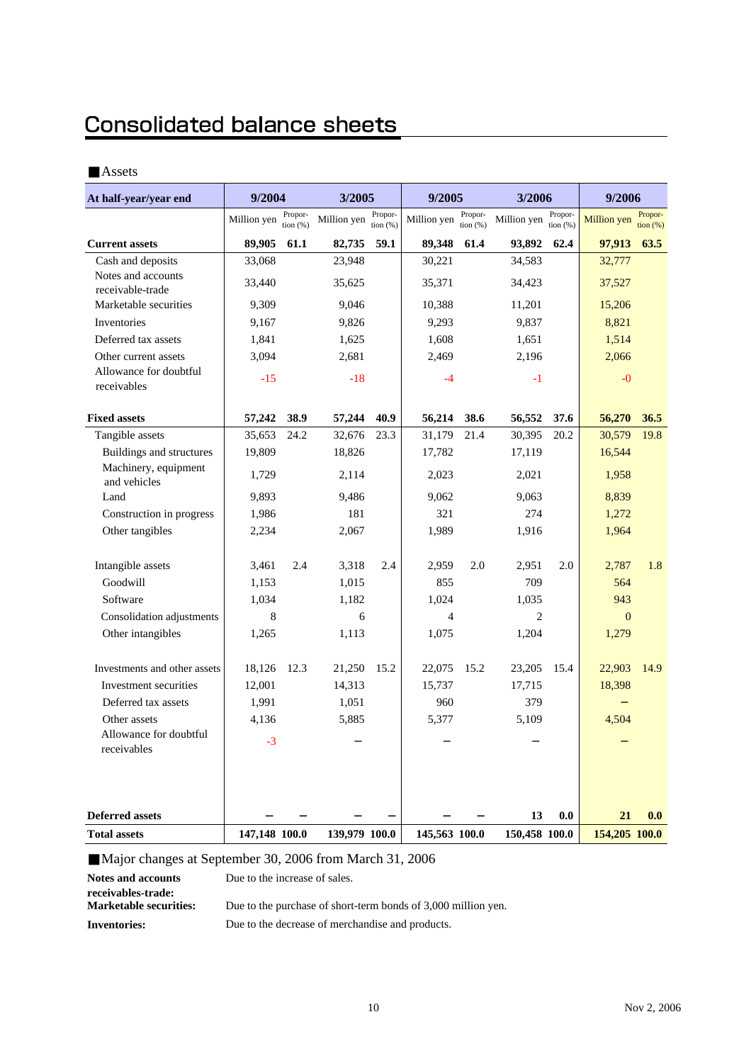# Consolidated balance sheets

■Assets

| At half-year/year end | 9/2004 | | 3/2005 | | 9/2005 | | 3/2006 | | 9/2006 | |
|---|---|---|---|---|---|---|---|---|---|---|
| | Million yen | Proportion (%) | Million yen | Proportion (%) | Million yen | Proportion (%) | Million yen | Proportion (%) | Million yen | Proportion (%) |
| **Current assets** | **89,905** | **61.1** | **82,735** | **59.1** | **89,348** | **61.4** | **93,892** | **62.4** | **97,913** | **63.5** |
| Cash and deposits | 33,068 | | 23,948 | | 30,221 | | 34,583 | | 32,777 | |
| Notes and accounts receivable-trade | 33,440 | | 35,625 | | 35,371 | | 34,423 | | 37,527 | |
| Marketable securities | 9,309 | | 9,046 | | 10,388 | | 11,201 | | 15,206 | |
| Inventories | 9,167 | | 9,826 | | 9,293 | | 9,837 | | 8,821 | |
| Deferred tax assets | 1,841 | | 1,625 | | 1,608 | | 1,651 | | 1,514 | |
| Other current assets | 3,094 | | 2,681 | | 2,469 | | 2,196 | | 2,066 | |
| Allowance for doubtful receivables | -15 | | -18 | | -4 | | -1 | | -0 | |
| **Fixed assets** | **57,242** | **38.9** | **57,244** | **40.9** | **56,214** | **38.6** | **56,552** | **37.6** | **56,270** | **36.5** |
| Tangible assets | 35,653 | 24.2 | 32,676 | 23.3 | 31,179 | 21.4 | 30,395 | 20.2 | 30,579 | 19.8 |
| Buildings and structures | 19,809 | | 18,826 | | 17,782 | | 17,119 | | 16,544 | |
| Machinery, equipment and vehicles | 1,729 | | 2,114 | | 2,023 | | 2,021 | | 1,958 | |
| Land | 9,893 | | 9,486 | | 9,062 | | 9,063 | | 8,839 | |
| Construction in progress | 1,986 | | 181 | | 321 | | 274 | | 1,272 | |
| Other tangibles | 2,234 | | 2,067 | | 1,989 | | 1,916 | | 1,964 | |
| Intangible assets | 3,461 | 2.4 | 3,318 | 2.4 | 2,959 | 2.0 | 2,951 | 2.0 | 2,787 | 1.8 |
| Goodwill | 1,153 | | 1,015 | | 855 | | 709 | | 564 | |
| Software | 1,034 | | 1,182 | | 1,024 | | 1,035 | | 943 | |
| Consolidation adjustments | 8 | | 6 | | 4 | | 2 | | 0 | |
| Other intangibles | 1,265 | | 1,113 | | 1,075 | | 1,204 | | 1,279 | |
| Investments and other assets | 18,126 | 12.3 | 21,250 | 15.2 | 22,075 | 15.2 | 23,205 | 15.4 | 22,903 | 14.9 |
| Investment securities | 12,001 | | 14,313 | | 15,737 | | 17,715 | | 18,398 | |
| Deferred tax assets | 1,991 | | 1,051 | | 960 | | 379 | | － | |
| Other assets | 4,136 | | 5,885 | | 5,377 | | 5,109 | | 4,504 | |
| Allowance for doubtful receivables | -3 | | － | | － | | － | | － | |
| **Deferred assets** | **－** | **－** | **－** | **－** | **－** | **－** | **13** | **0.0** | **21** | **0.0** |
| **Total assets** | **147,148** | **100.0** | **139,979** | **100.0** | **145,563** | **100.0** | **150,458** | **100.0** | **154,205** | **100.0** |

■Major changes at September 30, 2006 from March 31, 2006

**Notes and accounts receivables-trade:** Due to the increase of sales.

**Marketable securities:** Due to the purchase of short-term bonds of 3,000 million yen.

**Inventories:** Due to the decrease of merchandise and products.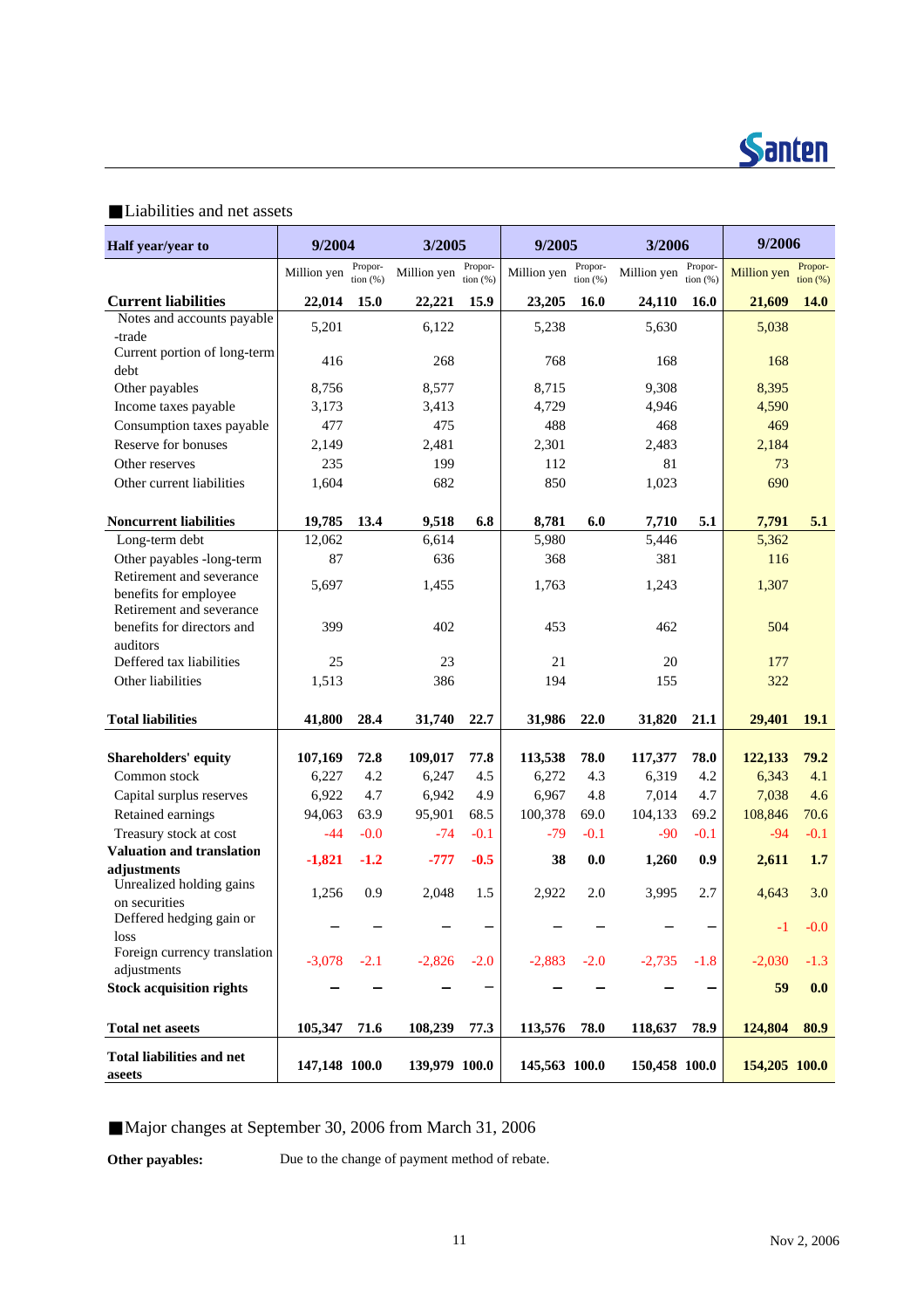■Liabilities and net assets

| Half year/year to | 9/2004 | | 3/2005 | | 9/2005 | | 3/2006 | | 9/2006 | |
|---|---|---|---|---|---|---|---|---|---|---|
| | Million yen | Propor-tion (%) | Million yen | Propor-tion (%) | Million yen | Propor-tion (%) | Million yen | Propor-tion (%) | Million yen | Propor-tion (%) |
| **Current liabilities** | **22,014** | **15.0** | **22,221** | **15.9** | **23,205** | **16.0** | **24,110** | **16.0** | **21,609** | **14.0** |
| Notes and accounts payable -trade | 5,201 | | 6,122 | | 5,238 | | 5,630 | | 5,038 | |
| Current portion of long-term debt | 416 | | 268 | | 768 | | 168 | | 168 | |
| Other payables | 8,756 | | 8,577 | | 8,715 | | 9,308 | | 8,395 | |
| Income taxes payable | 3,173 | | 3,413 | | 4,729 | | 4,946 | | 4,590 | |
| Consumption taxes payable | 477 | | 475 | | 488 | | 468 | | 469 | |
| Reserve for bonuses | 2,149 | | 2,481 | | 2,301 | | 2,483 | | 2,184 | |
| Other reserves | 235 | | 199 | | 112 | | 81 | | 73 | |
| Other current liabilities | 1,604 | | 682 | | 850 | | 1,023 | | 690 | |
| **Noncurrent liabilities** | **19,785** | **13.4** | **9,518** | **6.8** | **8,781** | **6.0** | **7,710** | **5.1** | **7,791** | **5.1** |
| Long-term debt | 12,062 | | 6,614 | | 5,980 | | 5,446 | | 5,362 | |
| Other payables -long-term | 87 | | 636 | | 368 | | 381 | | 116 | |
| Retirement and severance benefits for employee | 5,697 | | 1,455 | | 1,763 | | 1,243 | | 1,307 | |
| Retirement and severance benefits for directors and auditors | 399 | | 402 | | 453 | | 462 | | 504 | |
| Deffered tax liabilities | 25 | | 23 | | 21 | | 20 | | 177 | |
| Other liabilities | 1,513 | | 386 | | 194 | | 155 | | 322 | |
| **Total liabilities** | **41,800** | **28.4** | **31,740** | **22.7** | **31,986** | **22.0** | **31,820** | **21.1** | **29,401** | **19.1** |
| **Shareholders' equity** | **107,169** | **72.8** | **109,017** | **77.8** | **113,538** | **78.0** | **117,377** | **78.0** | **122,133** | **79.2** |
| Common stock | 6,227 | 4.2 | 6,247 | 4.5 | 6,272 | 4.3 | 6,319 | 4.2 | 6,343 | 4.1 |
| Capital surplus reserves | 6,922 | 4.7 | 6,942 | 4.9 | 6,967 | 4.8 | 7,014 | 4.7 | 7,038 | 4.6 |
| Retained earnings | 94,063 | 63.9 | 95,901 | 68.5 | 100,378 | 69.0 | 104,133 | 69.2 | 108,846 | 70.6 |
| Treasury stock at cost | -44 | -0.0 | -74 | -0.1 | -79 | -0.1 | -90 | -0.1 | -94 | -0.1 |
| **Valuation and translation adjustments** | **-1,821** | **-1.2** | **-777** | **-0.5** | **38** | **0.0** | **1,260** | **0.9** | **2,611** | **1.7** |
| Unrealized holding gains on securities | 1,256 | 0.9 | 2,048 | 1.5 | 2,922 | 2.0 | 3,995 | 2.7 | 4,643 | 3.0 |
| Deffered hedging gain or loss | – | – | – | – | – | – | – | – | -1 | -0.0 |
| Foreign currency translation adjustments | -3,078 | -2.1 | -2,826 | -2.0 | -2,883 | -2.0 | -2,735 | -1.8 | -2,030 | -1.3 |
| **Stock acquisition rights** | **–** | **–** | **–** | **–** | **–** | **–** | **–** | **–** | **59** | **0.0** |
| **Total net aseets** | **105,347** | **71.6** | **108,239** | **77.3** | **113,576** | **78.0** | **118,637** | **78.9** | **124,804** | **80.9** |
| **Total liabilities and net aseets** | **147,148** | **100.0** | **139,979** | **100.0** | **145,563** | **100.0** | **150,458** | **100.0** | **154,205** | **100.0** |

■Major changes at September 30, 2006 from March 31, 2006

**Other payables:** Due to the change of payment method of rebate.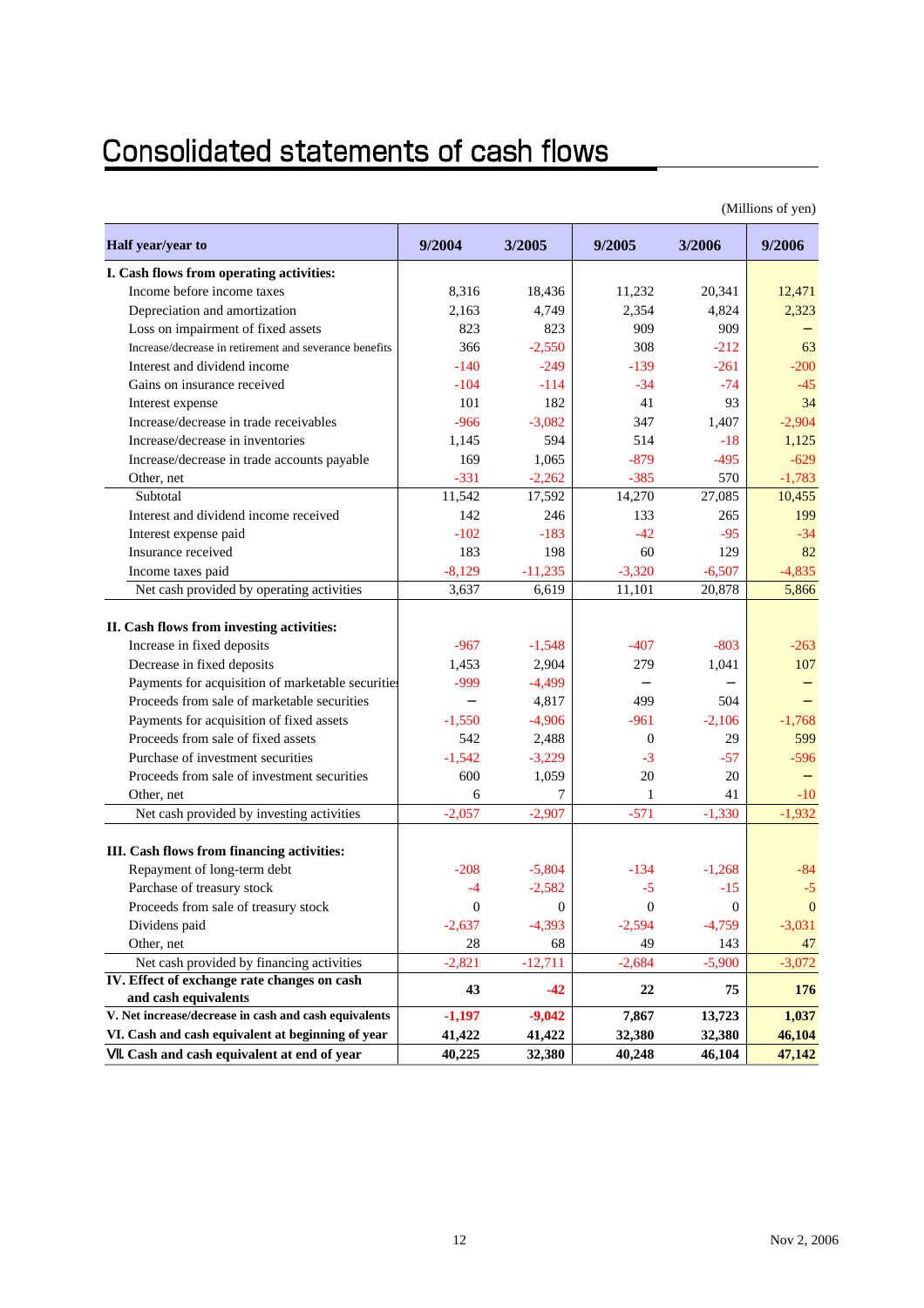# Consolidated statements of cash flows

(Millions of yen)

| Half year/year to | 9/2004 | 3/2005 | 9/2005 | 3/2006 | 9/2006 |
|---|---|---|---|---|---|
| **I. Cash flows from operating activities:** | | | | | |
| Income before income taxes | 8,316 | 18,436 | 11,232 | 20,341 | 12,471 |
| Depreciation and amortization | 2,163 | 4,749 | 2,354 | 4,824 | 2,323 |
| Loss on impairment of fixed assets | 823 | 823 | 909 | 909 | − |
| Increase/decrease in retirement and severance benefits | 366 | -2,550 | 308 | -212 | 63 |
| Interest and dividend income | -140 | -249 | -139 | -261 | -200 |
| Gains on insurance received | -104 | -114 | -34 | -74 | -45 |
| Interest expense | 101 | 182 | 41 | 93 | 34 |
| Increase/decrease in trade receivables | -966 | -3,082 | 347 | 1,407 | -2,904 |
| Increase/decrease in inventories | 1,145 | 594 | 514 | -18 | 1,125 |
| Increase/decrease in trade accounts payable | 169 | 1,065 | -879 | -495 | -629 |
| Other, net | -331 | -2,262 | -385 | 570 | -1,783 |
| Subtotal | 11,542 | 17,592 | 14,270 | 27,085 | 10,455 |
| Interest and dividend income received | 142 | 246 | 133 | 265 | 199 |
| Interest expense paid | -102 | -183 | -42 | -95 | -34 |
| Insurance received | 183 | 198 | 60 | 129 | 82 |
| Income taxes paid | -8,129 | -11,235 | -3,320 | -6,507 | -4,835 |
| Net cash provided by operating activities | 3,637 | 6,619 | 11,101 | 20,878 | 5,866 |
| **II. Cash flows from investing activities:** | | | | | |
| Increase in fixed deposits | -967 | -1,548 | -407 | -803 | -263 |
| Decrease in fixed deposits | 1,453 | 2,904 | 279 | 1,041 | 107 |
| Payments for acquisition of marketable securities | -999 | -4,499 | − | − | − |
| Proceeds from sale of marketable securities | − | 4,817 | 499 | 504 | − |
| Payments for acquisition of fixed assets | -1,550 | -4,906 | -961 | -2,106 | -1,768 |
| Proceeds from sale of fixed assets | 542 | 2,488 | 0 | 29 | 599 |
| Purchase of investment securities | -1,542 | -3,229 | -3 | -57 | -596 |
| Proceeds from sale of investment securities | 600 | 1,059 | 20 | 20 | − |
| Other, net | 6 | 7 | 1 | 41 | -10 |
| Net cash provided by investing activities | -2,057 | -2,907 | -571 | -1,330 | -1,932 |
| **III. Cash flows from financing activities:** | | | | | |
| Repayment of long-term debt | -208 | -5,804 | -134 | -1,268 | -84 |
| Parchase of treasury stock | -4 | -2,582 | -5 | -15 | -5 |
| Proceeds from sale of treasury stock | 0 | 0 | 0 | 0 | 0 |
| Dividends paid | -2,637 | -4,393 | -2,594 | -4,759 | -3,031 |
| Other, net | 28 | 68 | 49 | 143 | 47 |
| Net cash provided by financing activities | -2,821 | -12,711 | -2,684 | -5,900 | -3,072 |
| **IV. Effect of exchange rate changes on cash and cash equivalents** | **43** | **-42** | **22** | **75** | **176** |
| **V. Net increase/decrease in cash and cash equivalents** | **-1,197** | **-9,042** | **7,867** | **13,723** | **1,037** |
| **VI. Cash and cash equivalent at beginning of year** | **41,422** | **41,422** | **32,380** | **32,380** | **46,104** |
| **VII. Cash and cash equivalent at end of year** | **40,225** | **32,380** | **40,248** | **46,104** | **47,142** |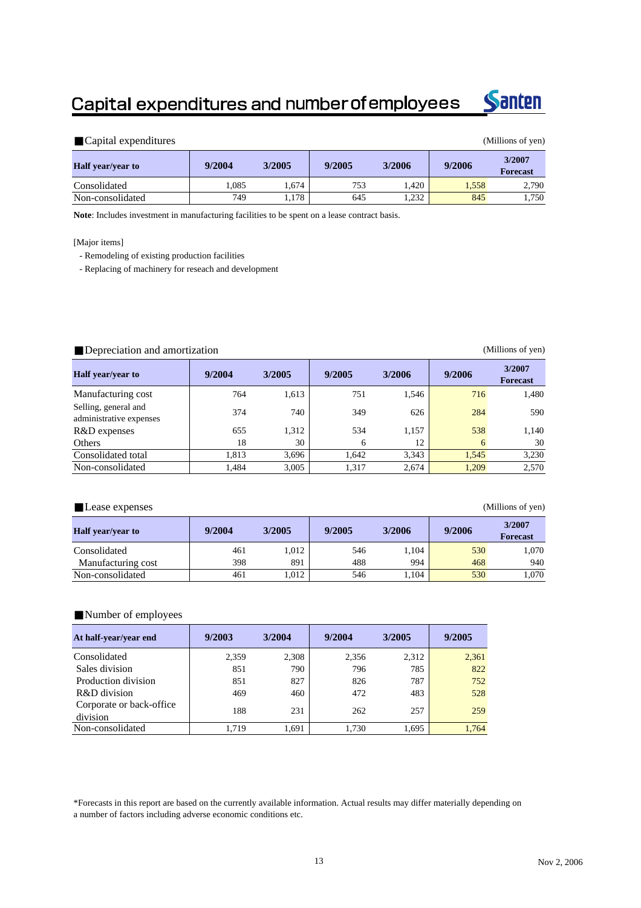# Capital expenditures and number of employees

## ■Capital expenditures

(Millions of yen)

| Half year/year to | 9/2004 | 3/2005 | 9/2005 | 3/2006 | 9/2006 | 3/2007 Forecast |
|---|---|---|---|---|---|---|
| Consolidated | 1,085 | 1,674 | 753 | 1,420 | 1,558 | 2,790 |
| Non-consolidated | 749 | 1,178 | 645 | 1,232 | 845 | 1,750 |

**Note**: Includes investment in manufacturing facilities to be spent on a lease contract basis.

[Major items]

- Remodeling of existing production facilities
- Replacing of machinery for reseach and development

## ■Depreciation and amortization

(Millions of yen)

| Half year/year to | 9/2004 | 3/2005 | 9/2005 | 3/2006 | 9/2006 | 3/2007 Forecast |
|---|---|---|---|---|---|---|
| Manufacturing cost | 764 | 1,613 | 751 | 1,546 | 716 | 1,480 |
| Selling, general and administrative expenses | 374 | 740 | 349 | 626 | 284 | 590 |
| R&D expenses | 655 | 1,312 | 534 | 1,157 | 538 | 1,140 |
| Others | 18 | 30 | 6 | 12 | 6 | 30 |
| Consolidated total | 1,813 | 3,696 | 1,642 | 3,343 | 1,545 | 3,230 |
| Non-consolidated | 1,484 | 3,005 | 1,317 | 2,674 | 1,209 | 2,570 |

## ■Lease expenses

(Millions of yen)

| Half year/year to | 9/2004 | 3/2005 | 9/2005 | 3/2006 | 9/2006 | 3/2007 Forecast |
|---|---|---|---|---|---|---|
| Consolidated | 461 | 1,012 | 546 | 1,104 | 530 | 1,070 |
| Manufacturing cost | 398 | 891 | 488 | 994 | 468 | 940 |
| Non-consolidated | 461 | 1,012 | 546 | 1,104 | 530 | 1,070 |

## ■Number of employees

| At half-year/year end | 9/2003 | 3/2004 | 9/2004 | 3/2005 | 9/2005 |
|---|---|---|---|---|---|
| Consolidated | 2,359 | 2,308 | 2,356 | 2,312 | 2,361 |
| Sales division | 851 | 790 | 796 | 785 | 822 |
| Production division | 851 | 827 | 826 | 787 | 752 |
| R&D division | 469 | 460 | 472 | 483 | 528 |
| Corporate or back-office division | 188 | 231 | 262 | 257 | 259 |
| Non-consolidated | 1,719 | 1,691 | 1,730 | 1,695 | 1,764 |

*Forecasts in this report are based on the currently available information. Actual results may differ materially depending on a number of factors including adverse economic conditions etc.

Nov 2, 2006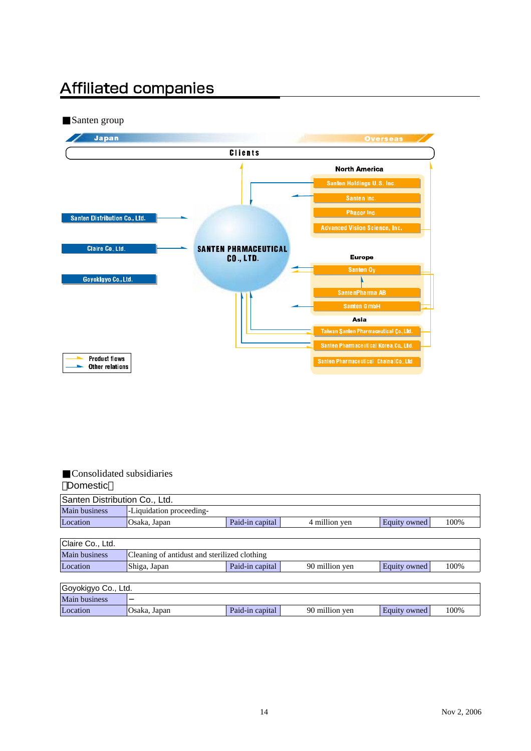# Affiliated companies

■Santen group

Japan | Overseas

Clients

North America
- Santen Holdings U. S. Inc.
- Santen Inc.
- Phacor Inc.
- Advanced Vision Science, Inc.

Santen Distribution Co., Ltd.

Claire Co., Ltd.

Goyokigyo Co., Ltd.

SANTEN PHRMACEUTICAL CO., LTD.

Europe
- Santen Oy
- SantenPharma AB
- Santen GmbH

Asia
- Taiwan Santen Pharmaceutical Co., Ltd.
- Santen Pharmaceutical Korea, Co., Ltd.
- Santen Pharmaceutical (China) Co., Ltd.

Product flows
Other relations

■Consolidated subsidiaries

【Domestic】

| Santen Distribution Co., Ltd. | | | | | |
|---|---|---|---|---|---|
| Main business | -Liquidation proceeding- | | | | |
| Location | Osaka, Japan | Paid-in capital | 4 million yen | Equity owned | 100% |

| Claire Co., Ltd. | | | | | |
|---|---|---|---|---|---|
| Main business | Cleaning of antidust and sterilized clothing | | | | |
| Location | Shiga, Japan | Paid-in capital | 90 million yen | Equity owned | 100% |

| Goyokigyo Co., Ltd. | | | | | |
|---|---|---|---|---|---|
| Main business | – | | | | |
| Location | Osaka, Japan | Paid-in capital | 90 million yen | Equity owned | 100% |

Nov 2, 2006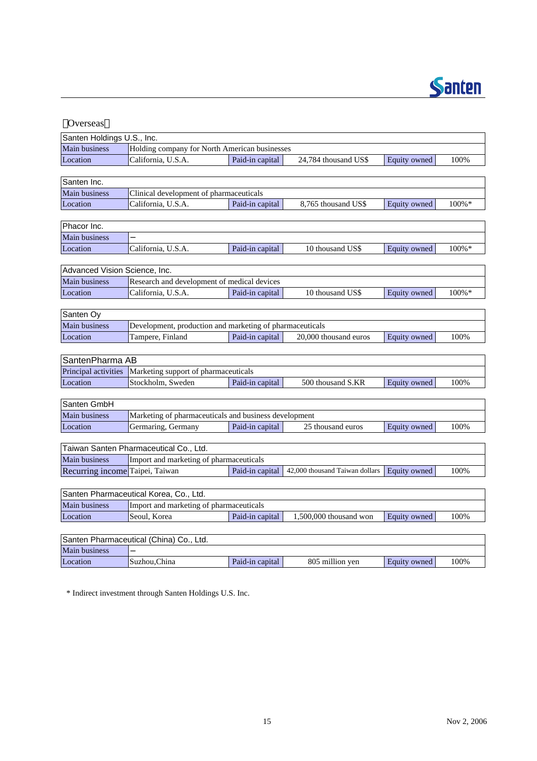【Overseas】

| Santen Holdings U.S., Inc. | | | | | |
|---|---|---|---|---|---|
| Main business | Holding company for North American businesses | | | | |
| Location | California, U.S.A. | Paid-in capital | 24,784 thousand US$ | Equity owned | 100% |

| Santen Inc. | | | | | |
|---|---|---|---|---|---|
| Main business | Clinical development of pharmaceuticals | | | | |
| Location | California, U.S.A. | Paid-in capital | 8,765 thousand US$ | Equity owned | 100%* |

| Phacor Inc. | | | | | |
|---|---|---|---|---|---|
| Main business | — | | | | |
| Location | California, U.S.A. | Paid-in capital | 10 thousand US$ | Equity owned | 100%* |

| Advanced Vision Science, Inc. | | | | | |
|---|---|---|---|---|---|
| Main business | Research and development of medical devices | | | | |
| Location | California, U.S.A. | Paid-in capital | 10 thousand US$ | Equity owned | 100%* |

| Santen Oy | | | | | |
|---|---|---|---|---|---|
| Main business | Development, production and marketing of pharmaceuticals | | | | |
| Location | Tampere, Finland | Paid-in capital | 20,000 thousand euros | Equity owned | 100% |

| SantenPharma AB | | | | | |
|---|---|---|---|---|---|
| Principal activities | Marketing support of pharmaceuticals | | | | |
| Location | Stockholm, Sweden | Paid-in capital | 500 thousand S.KR | Equity owned | 100% |

| Santen GmbH | | | | | |
|---|---|---|---|---|---|
| Main business | Marketing of pharmaceuticals and business development | | | | |
| Location | Germaring, Germany | Paid-in capital | 25 thousand euros | Equity owned | 100% |

| Taiwan Santen Pharmaceutical Co., Ltd. | | | | | |
|---|---|---|---|---|---|
| Main business | Import and marketing of pharmaceuticals | | | | |
| Recurring income | Taipei, Taiwan | Paid-in capital | 42,000 thousand Taiwan dollars | Equity owned | 100% |

| Santen Pharmaceutical Korea, Co., Ltd. | | | | | |
|---|---|---|---|---|---|
| Main business | Import and marketing of pharmaceuticals | | | | |
| Location | Seoul, Korea | Paid-in capital | 1,500,000 thousand won | Equity owned | 100% |

| Santen Pharmaceutical (China) Co., Ltd. | | | | | |
|---|---|---|---|---|---|
| Main business | — | | | | |
| Location | Suzhou,China | Paid-in capital | 805 million yen | Equity owned | 100% |

* Indirect investment through Santen Holdings U.S. Inc.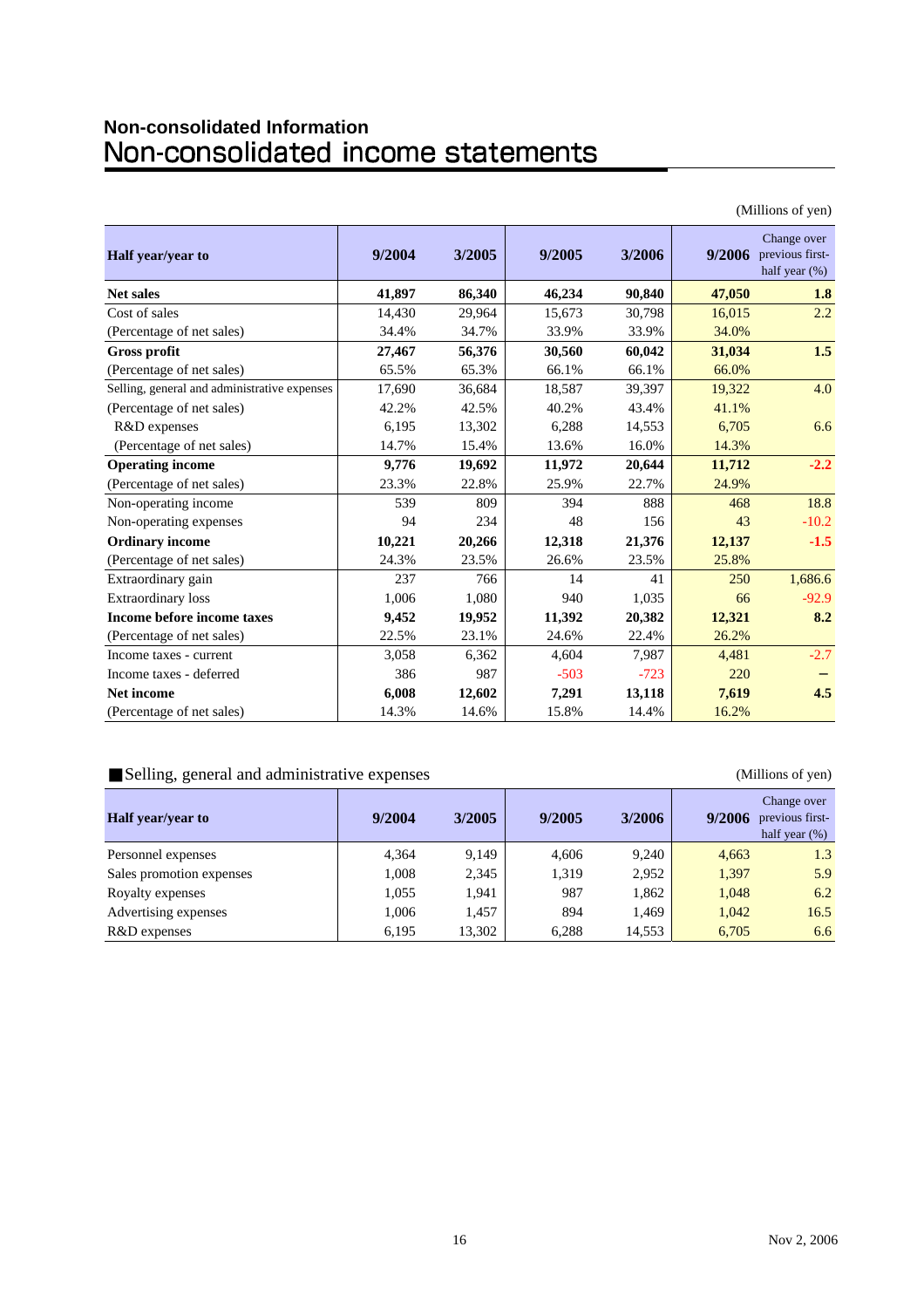# Non-consolidated Information

## Non-consolidated income statements

(Millions of yen)

| Half year/year to | 9/2004 | 3/2005 | 9/2005 | 3/2006 | 9/2006 | Change over previous first-half year (%) |
|---|---|---|---|---|---|---|
| **Net sales** | **41,897** | **86,340** | **46,234** | **90,840** | **47,050** | **1.8** |
| Cost of sales | 14,430 | 29,964 | 15,673 | 30,798 | 16,015 | 2.2 |
| (Percentage of net sales) | 34.4% | 34.7% | 33.9% | 33.9% | 34.0% | |
| **Gross profit** | **27,467** | **56,376** | **30,560** | **60,042** | **31,034** | **1.5** |
| (Percentage of net sales) | 65.5% | 65.3% | 66.1% | 66.1% | 66.0% | |
| Selling, general and administrative expenses | 17,690 | 36,684 | 18,587 | 39,397 | 19,322 | 4.0 |
| (Percentage of net sales) | 42.2% | 42.5% | 40.2% | 43.4% | 41.1% | |
| R&D expenses | 6,195 | 13,302 | 6,288 | 14,553 | 6,705 | 6.6 |
| (Percentage of net sales) | 14.7% | 15.4% | 13.6% | 16.0% | 14.3% | |
| **Operating income** | **9,776** | **19,692** | **11,972** | **20,644** | **11,712** | **-2.2** |
| (Percentage of net sales) | 23.3% | 22.8% | 25.9% | 22.7% | 24.9% | |
| Non-operating income | 539 | 809 | 394 | 888 | 468 | 18.8 |
| Non-operating expenses | 94 | 234 | 48 | 156 | 43 | -10.2 |
| **Ordinary income** | **10,221** | **20,266** | **12,318** | **21,376** | **12,137** | **-1.5** |
| (Percentage of net sales) | 24.3% | 23.5% | 26.6% | 23.5% | 25.8% | |
| Extraordinary gain | 237 | 766 | 14 | 41 | 250 | 1,686.6 |
| Extraordinary loss | 1,006 | 1,080 | 940 | 1,035 | 66 | -92.9 |
| **Income before income taxes** | **9,452** | **19,952** | **11,392** | **20,382** | **12,321** | **8.2** |
| (Percentage of net sales) | 22.5% | 23.1% | 24.6% | 22.4% | 26.2% | |
| Income taxes - current | 3,058 | 6,362 | 4,604 | 7,987 | 4,481 | -2.7 |
| Income taxes - deferred | 386 | 987 | -503 | -723 | 220 | − |
| **Net income** | **6,008** | **12,602** | **7,291** | **13,118** | **7,619** | **4.5** |
| (Percentage of net sales) | 14.3% | 14.6% | 15.8% | 14.4% | 16.2% | |

■Selling, general and administrative expenses

(Millions of yen)

| Half year/year to | 9/2004 | 3/2005 | 9/2005 | 3/2006 | 9/2006 | Change over previous first-half year (%) |
|---|---|---|---|---|---|---|
| Personnel expenses | 4,364 | 9,149 | 4,606 | 9,240 | 4,663 | 1.3 |
| Sales promotion expenses | 1,008 | 2,345 | 1,319 | 2,952 | 1,397 | 5.9 |
| Royalty expenses | 1,055 | 1,941 | 987 | 1,862 | 1,048 | 6.2 |
| Advertising expenses | 1,006 | 1,457 | 894 | 1,469 | 1,042 | 16.5 |
| R&D expenses | 6,195 | 13,302 | 6,288 | 14,553 | 6,705 | 6.6 |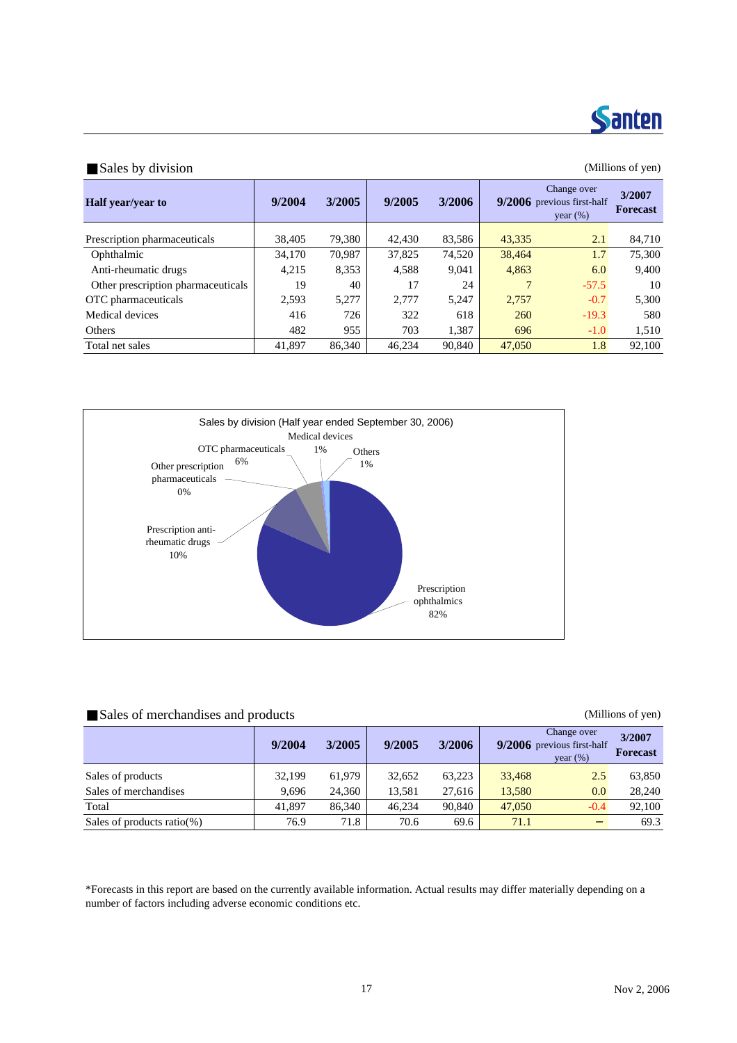## ■Sales by division

(Millions of yen)

| Half year/year to | 9/2004 | 3/2005 | 9/2005 | 3/2006 | 9/2006 | Change over previous first-half year (%) | 3/2007 Forecast |
|---|---|---|---|---|---|---|---|
| Prescription pharmaceuticals | 38,405 | 79,380 | 42,430 | 83,586 | 43,335 | 2.1 | 84,710 |
| Ophthalmic | 34,170 | 70,987 | 37,825 | 74,520 | 38,464 | 1.7 | 75,300 |
| Anti-rheumatic drugs | 4,215 | 8,353 | 4,588 | 9,041 | 4,863 | 6.0 | 9,400 |
| Other prescription pharmaceuticals | 19 | 40 | 17 | 24 | 7 | -57.5 | 10 |
| OTC pharmaceuticals | 2,593 | 5,277 | 2,777 | 5,247 | 2,757 | -0.7 | 5,300 |
| Medical devices | 416 | 726 | 322 | 618 | 260 | -19.3 | 580 |
| Others | 482 | 955 | 703 | 1,387 | 696 | -1.0 | 1,510 |
| Total net sales | 41,897 | 86,340 | 46,234 | 90,840 | 47,050 | 1.8 | 92,100 |

Sales by division (Half year ended September 30, 2006)

| Division | Share |
|---|---|
| Prescription ophthalmics | 82% |
| Prescription anti-rheumatic drugs | 10% |
| Other prescription pharmaceuticals | 0% |
| OTC pharmaceuticals | 6% |
| Medical devices | 1% |
| Others | 1% |

## ■Sales of merchandises and products

(Millions of yen)

| | 9/2004 | 3/2005 | 9/2005 | 3/2006 | 9/2006 | Change over previous first-half year (%) | 3/2007 Forecast |
|---|---|---|---|---|---|---|---|
| Sales of products | 32,199 | 61,979 | 32,652 | 63,223 | 33,468 | 2.5 | 63,850 |
| Sales of merchandises | 9,696 | 24,360 | 13,581 | 27,616 | 13,580 | 0.0 | 28,240 |
| Total | 41,897 | 86,340 | 46,234 | 90,840 | 47,050 | -0.4 | 92,100 |
| Sales of products ratio(%) | 76.9 | 71.8 | 70.6 | 69.6 | 71.1 | − | 69.3 |

*Forecasts in this report are based on the currently available information. Actual results may differ materially depending on a number of factors including adverse economic conditions etc.

Nov 2, 2006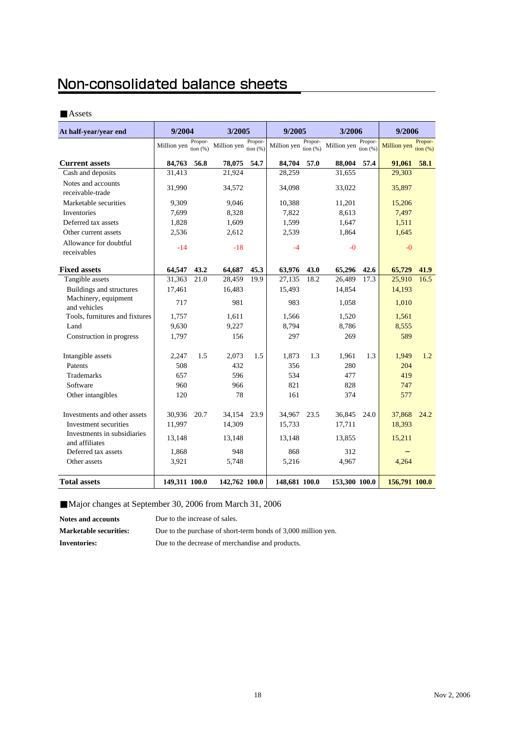# Non-consolidated balance sheets

■Assets

| At half-year/year end | 9/2004 | | 3/2005 | | 9/2005 | | 3/2006 | | 9/2006 | |
|---|---|---|---|---|---|---|---|---|---|---|
| | Million yen | Proportion (%) | Million yen | Proportion (%) | Million yen | Proportion (%) | Million yen | Proportion (%) | Million yen | Proportion (%) |
| **Current assets** | **84,763** | **56.8** | **78,075** | **54.7** | **84,704** | **57.0** | **88,004** | **57.4** | **91,061** | **58.1** |
| Cash and deposits | 31,413 | | 21,924 | | 28,259 | | 31,655 | | 29,303 | |
| Notes and accounts receivable-trade | 31,990 | | 34,572 | | 34,098 | | 33,022 | | 35,897 | |
| Marketable securities | 9,309 | | 9,046 | | 10,388 | | 11,201 | | 15,206 | |
| Inventories | 7,699 | | 8,328 | | 7,822 | | 8,613 | | 7,497 | |
| Deferred tax assets | 1,828 | | 1,609 | | 1,599 | | 1,647 | | 1,511 | |
| Other current assets | 2,536 | | 2,612 | | 2,539 | | 1,864 | | 1,645 | |
| Allowance for doubtful receivables | -14 | | -18 | | -4 | | -0 | | -0 | |
| **Fixed assets** | **64,547** | **43.2** | **64,687** | **45.3** | **63,976** | **43.0** | **65,296** | **42.6** | **65,729** | **41.9** |
| Tangible assets | 31,363 | 21.0 | 28,459 | 19.9 | 27,135 | 18.2 | 26,489 | 17.3 | 25,910 | 16.5 |
| Buildings and structures | 17,461 | | 16,483 | | 15,493 | | 14,854 | | 14,193 | |
| Machinery, equipment and vehicles | 717 | | 981 | | 983 | | 1,058 | | 1,010 | |
| Tools, furnitures and fixtures | 1,757 | | 1,611 | | 1,566 | | 1,520 | | 1,561 | |
| Land | 9,630 | | 9,227 | | 8,794 | | 8,786 | | 8,555 | |
| Construction in progress | 1,797 | | 156 | | 297 | | 269 | | 589 | |
| Intangible assets | 2,247 | 1.5 | 2,073 | 1.5 | 1,873 | 1.3 | 1,961 | 1.3 | 1,949 | 1.2 |
| Patents | 508 | | 432 | | 356 | | 280 | | 204 | |
| Trademarks | 657 | | 596 | | 534 | | 477 | | 419 | |
| Software | 960 | | 966 | | 821 | | 828 | | 747 | |
| Other intangibles | 120 | | 78 | | 161 | | 374 | | 577 | |
| Investments and other assets | 30,936 | 20.7 | 34,154 | 23.9 | 34,967 | 23.5 | 36,845 | 24.0 | 37,868 | 24.2 |
| Investment securities | 11,997 | | 14,309 | | 15,733 | | 17,711 | | 18,393 | |
| Investments in subsidiaries and affiliates | 13,148 | | 13,148 | | 13,148 | | 13,855 | | 15,211 | |
| Deferred tax assets | 1,868 | | 948 | | 868 | | 312 | | – | |
| Other assets | 3,921 | | 5,748 | | 5,216 | | 4,967 | | 4,264 | |
| **Total assets** | **149,311** | **100.0** | **142,762** | **100.0** | **148,681** | **100.0** | **153,300** | **100.0** | **156,791** | **100.0** |

■Major changes at September 30, 2006 from March 31, 2006

**Notes and accounts** Due to the increase of sales.

**Marketable securities:** Due to the purchase of short-term bonds of 3,000 million yen.

**Inventories:** Due to the decrease of merchandise and products.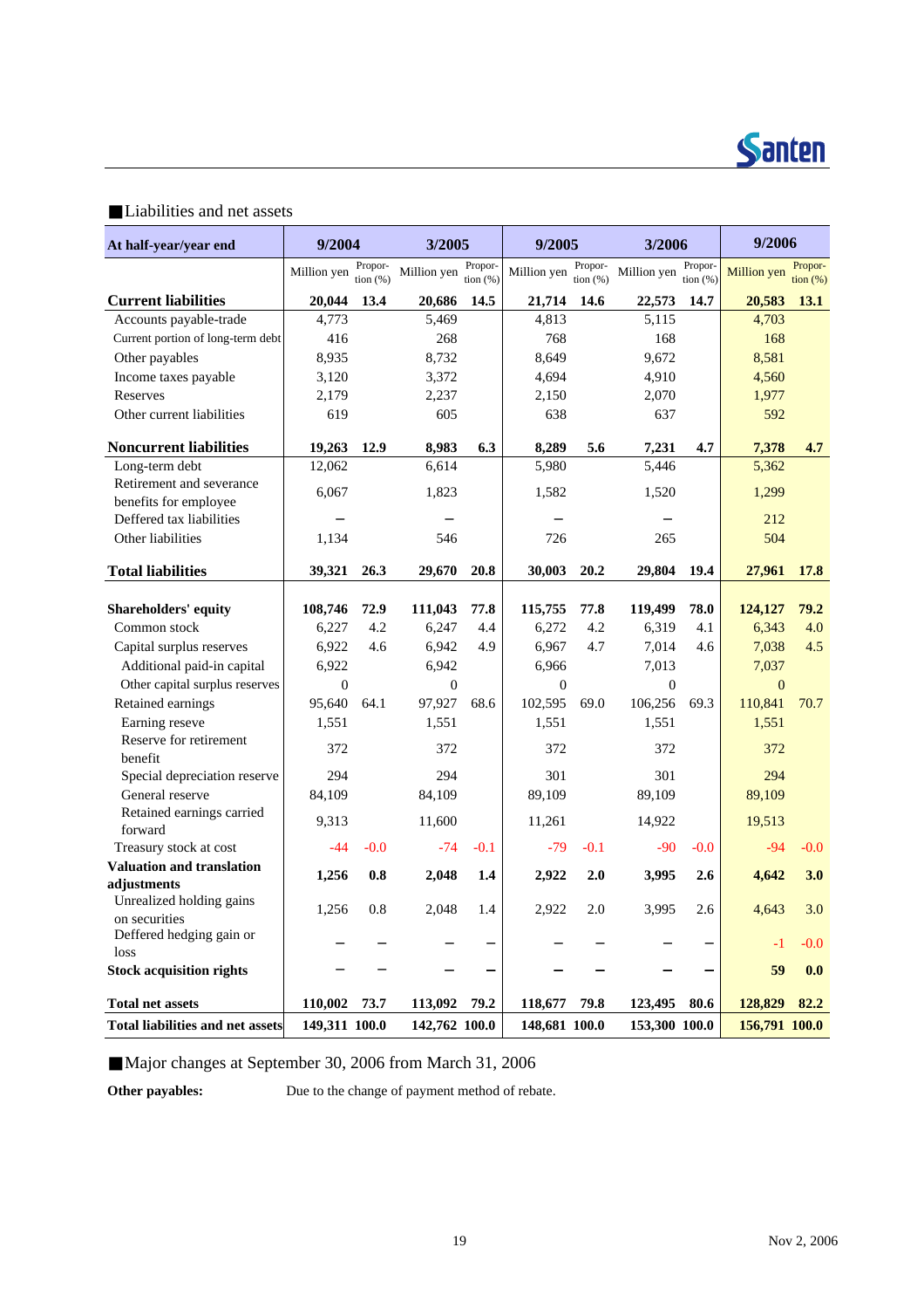## ■Liabilities and net assets

| At half-year/year end | 9/2004 | | 3/2005 | | 9/2005 | | 3/2006 | | 9/2006 | |
|---|---|---|---|---|---|---|---|---|---|---|
| | Million yen | Propor-tion (%) | Million yen | Propor-tion (%) | Million yen | Propor-tion (%) | Million yen | Propor-tion (%) | Million yen | Propor-tion (%) |
| **Current liabilities** | **20,044** | **13.4** | **20,686** | **14.5** | **21,714** | **14.6** | **22,573** | **14.7** | **20,583** | **13.1** |
| Accounts payable-trade | 4,773 | | 5,469 | | 4,813 | | 5,115 | | 4,703 | |
| Current portion of long-term debt | 416 | | 268 | | 768 | | 168 | | 168 | |
| Other payables | 8,935 | | 8,732 | | 8,649 | | 9,672 | | 8,581 | |
| Income taxes payable | 3,120 | | 3,372 | | 4,694 | | 4,910 | | 4,560 | |
| Reserves | 2,179 | | 2,237 | | 2,150 | | 2,070 | | 1,977 | |
| Other current liabilities | 619 | | 605 | | 638 | | 637 | | 592 | |
| **Noncurrent liabilities** | **19,263** | **12.9** | **8,983** | **6.3** | **8,289** | **5.6** | **7,231** | **4.7** | **7,378** | **4.7** |
| Long-term debt | 12,062 | | 6,614 | | 5,980 | | 5,446 | | 5,362 | |
| Retirement and severance benefits for employee | 6,067 | | 1,823 | | 1,582 | | 1,520 | | 1,299 | |
| Deffered tax liabilities | – | | – | | – | | – | | 212 | |
| Other liabilities | 1,134 | | 546 | | 726 | | 265 | | 504 | |
| **Total liabilities** | **39,321** | **26.3** | **29,670** | **20.8** | **30,003** | **20.2** | **29,804** | **19.4** | **27,961** | **17.8** |
| **Shareholders' equity** | **108,746** | **72.9** | **111,043** | **77.8** | **115,755** | **77.8** | **119,499** | **78.0** | **124,127** | **79.2** |
| Common stock | 6,227 | 4.2 | 6,247 | 4.4 | 6,272 | 4.2 | 6,319 | 4.1 | 6,343 | 4.0 |
| Capital surplus reserves | 6,922 | 4.6 | 6,942 | 4.9 | 6,967 | 4.7 | 7,014 | 4.6 | 7,038 | 4.5 |
| Additional paid-in capital | 6,922 | | 6,942 | | 6,966 | | 7,013 | | 7,037 | |
| Other capital surplus reserves | 0 | | 0 | | 0 | | 0 | | 0 | |
| Retained earnings | 95,640 | 64.1 | 97,927 | 68.6 | 102,595 | 69.0 | 106,256 | 69.3 | 110,841 | 70.7 |
| Earning reseve | 1,551 | | 1,551 | | 1,551 | | 1,551 | | 1,551 | |
| Reserve for retirement benefit | 372 | | 372 | | 372 | | 372 | | 372 | |
| Special depreciation reserve | 294 | | 294 | | 301 | | 301 | | 294 | |
| General reserve | 84,109 | | 84,109 | | 89,109 | | 89,109 | | 89,109 | |
| Retained earnings carried forward | 9,313 | | 11,600 | | 11,261 | | 14,922 | | 19,513 | |
| Treasury stock at cost | -44 | -0.0 | -74 | -0.1 | -79 | -0.1 | -90 | -0.0 | -94 | -0.0 |
| **Valuation and translation adjustments** | **1,256** | **0.8** | **2,048** | **1.4** | **2,922** | **2.0** | **3,995** | **2.6** | **4,642** | **3.0** |
| Unrealized holding gains on securities | 1,256 | 0.8 | 2,048 | 1.4 | 2,922 | 2.0 | 3,995 | 2.6 | 4,643 | 3.0 |
| Deffered hedging gain or loss | – | – | – | – | – | – | – | – | -1 | -0.0 |
| **Stock acquisition rights** | – | – | – | – | – | – | – | – | **59** | **0.0** |
| **Total net assets** | **110,002** | **73.7** | **113,092** | **79.2** | **118,677** | **79.8** | **123,495** | **80.6** | **128,829** | **82.2** |
| **Total liabilities and net assets** | **149,311** | **100.0** | **142,762** | **100.0** | **148,681** | **100.0** | **153,300** | **100.0** | **156,791** | **100.0** |

## ■Major changes at September 30, 2006 from March 31, 2006

**Other payables:** Due to the change of payment method of rebate.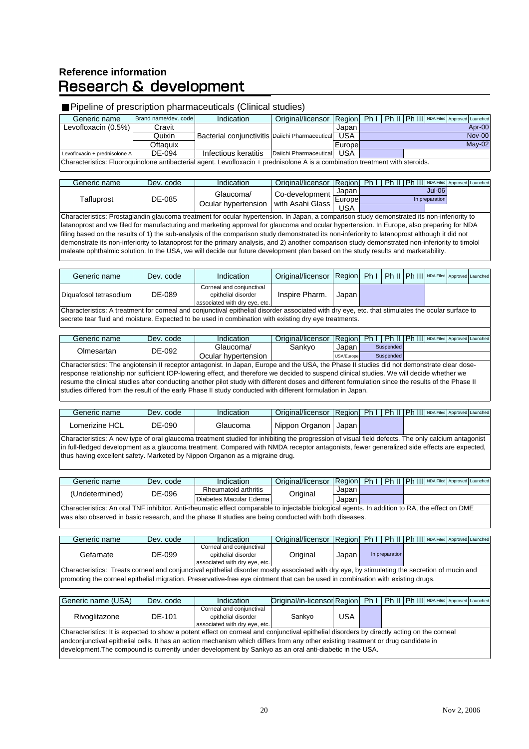## Reference information

# Research & development

### ■ Pipeline of prescription pharmaceuticals (Clinical studies)

| Generic name | Brand name/dev. code | Indication | Original/licensor | Region | Ph I | Ph II | Ph III | NDA Filed | Approved | Launched |
|---|---|---|---|---|---|---|---|---|---|---|
| Levofloxacin (0.5%) | Cravit | Bacterial conjunctivitis | Daiichi Pharmaceutical | Japan | | | | | | Apr-00 |
| | Quixin | | | USA | | | | | | Nov-00 |
| | Oftaquix | | | Europe | | | | | | May-02 |
| Levofloxacin + prednisolone A | DE-094 | Infectious keratitis | Daiichi Pharmaceutical | USA | | | | | | |

Characteristics: Fluoroquinolone antibacterial agent. Levofloxacin + prednisolone A is a combination treatment with steroids.

| Generic name | Dev. code | Indication | Original/licensor | Region | Ph I | Ph II | Ph III | NDA Filed | Approved | Launched |
|---|---|---|---|---|---|---|---|---|---|---|
| Tafluprost | DE-085 | Glaucoma/ Ocular hypertension | Co-development with Asahi Glass | Japan | | | | Jul-06 | | |
| | | | | Europe | | | | In preparation | | |
| | | | | USA | | | | | | |

Characteristics: Prostaglandin glaucoma treatment for ocular hypertension. In Japan, a comparison study demonstrated its non-inferiority to latanoprost and we filed for manufacturing and marketing approval for glaucoma and ocular hypertension. In Europe, also preparing for NDA filing based on the results of 1) the sub-analysis of the comparison study demonstrated its non-inferiority to latanoprost although it did not demonstrate its non-inferiority to latanoprost for the primary analysis, and 2) another comparison study demonstrated non-inferiority to timolol maleate ophthalmic solution. In the USA, we will decide our future development plan based on the study results and marketability.

| Generic name | Dev. code | Indication | Original/licensor | Region | Ph I | Ph II | Ph III | NDA Filed | Approved | Launched |
|---|---|---|---|---|---|---|---|---|---|---|
| Diquafosol tetrasodium | DE-089 | Corneal and conjunctival epithelial disorder associated with dry eye, etc. | Inspire Pharm. | Japan | | | | | | |

Characteristics: A treatment for corneal and conjunctival epithelial disorder associated with dry eye, etc. that stimulates the ocular surface to secrete tear fluid and moisture. Expected to be used in combination with existing dry eye treatments.

| Generic name | Dev. code | Indication | Original/licensor | Region | Ph I | Ph II | Ph III | NDA Filed | Approved | Launched |
|---|---|---|---|---|---|---|---|---|---|---|
| Olmesartan | DE-092 | Glaucoma/ Ocular hypertension | Sankyo | Japan | | Suspended | | | | |
| | | | | USA/Europe | | Suspended | | | | |

Characteristics: The angiotensin II receptor antagonist. In Japan, Europe and the USA, the Phase II studies did not demonstrate clear dose-response relationship nor sufficient IOP-lowering effect, and therefore we decided to suspend clinical studies. We will decide whether we resume the clinical studies after conducting another pilot study with different doses and different formulation since the results of the Phase II studies differed from the result of the early Phase II study conducted with different formulation in Japan.

| Generic name | Dev. code | Indication | Original/licensor | Region | Ph I | Ph II | Ph III | NDA Filed | Approved | Launched |
|---|---|---|---|---|---|---|---|---|---|---|
| Lomerizine HCL | DE-090 | Glaucoma | Nippon Organon | Japan | | | | | | |

Characteristics: A new type of oral glaucoma treatment studied for inhibiting the progression of visual field defects. The only calcium antagonist in full-fledged development as a glaucoma treatment. Compared with NMDA receptor antagonists, fewer generalized side effects are expected, thus having excellent safety. Marketed by Nippon Organon as a migraine drug.

| Generic name | Dev. code | Indication | Original/licensor | Region | Ph I | Ph II | Ph III | NDA Filed | Approved | Launched |
|---|---|---|---|---|---|---|---|---|---|---|
| (Undetermined) | DE-096 | Rheumatoid arthritis | Original | Japan | | | | | | |
| | | Diabetes Macular Edema | | Japan | | | | | | |

Characteristics: An oral TNF inhibitor. Anti-rheumatic effect comparable to injectable biological agents. In addition to RA, the effect on DME was also observed in basic research, and the phase II studies are being conducted with both diseases.

| Generic name | Dev. code | Indication | Original/licensor | Region | Ph I | Ph II | Ph III | NDA Filed | Approved | Launched |
|---|---|---|---|---|---|---|---|---|---|---|
| Gefarnate | DE-099 | Corneal and conjunctival epithelial disorder associated with dry eye, etc. | Original | Japan | | In preparation | | | | |

Characteristics: Treats corneal and conjunctival epithelial disorder mostly associated with dry eye, by stimulating the secretion of mucin and promoting the corneal epithelial migration. Preservative-free eye ointment that can be used in combination with existing drugs.

| Generic name (USA) | Dev. code | Indication | Original/in-licensor | Region | Ph I | Ph II | Ph III | NDA Filed | Approved | Launched |
|---|---|---|---|---|---|---|---|---|---|---|
| Rivoglitazone | DE-101 | Corneal and conjunctival epithelial disorder associated with dry eye, etc. | Sankyo | USA | | | | | | |

Characteristics: It is expected to show a potent effect on corneal and conjunctival epithelial disorders by directly acting on the corneal andconjunctival epithelial cells. It has an action mechanism which differs from any other existing treatment or drug candidate in development.The compound is currently under development by Sankyo as an oral anti-diabetic in the USA.

Nov 2, 2006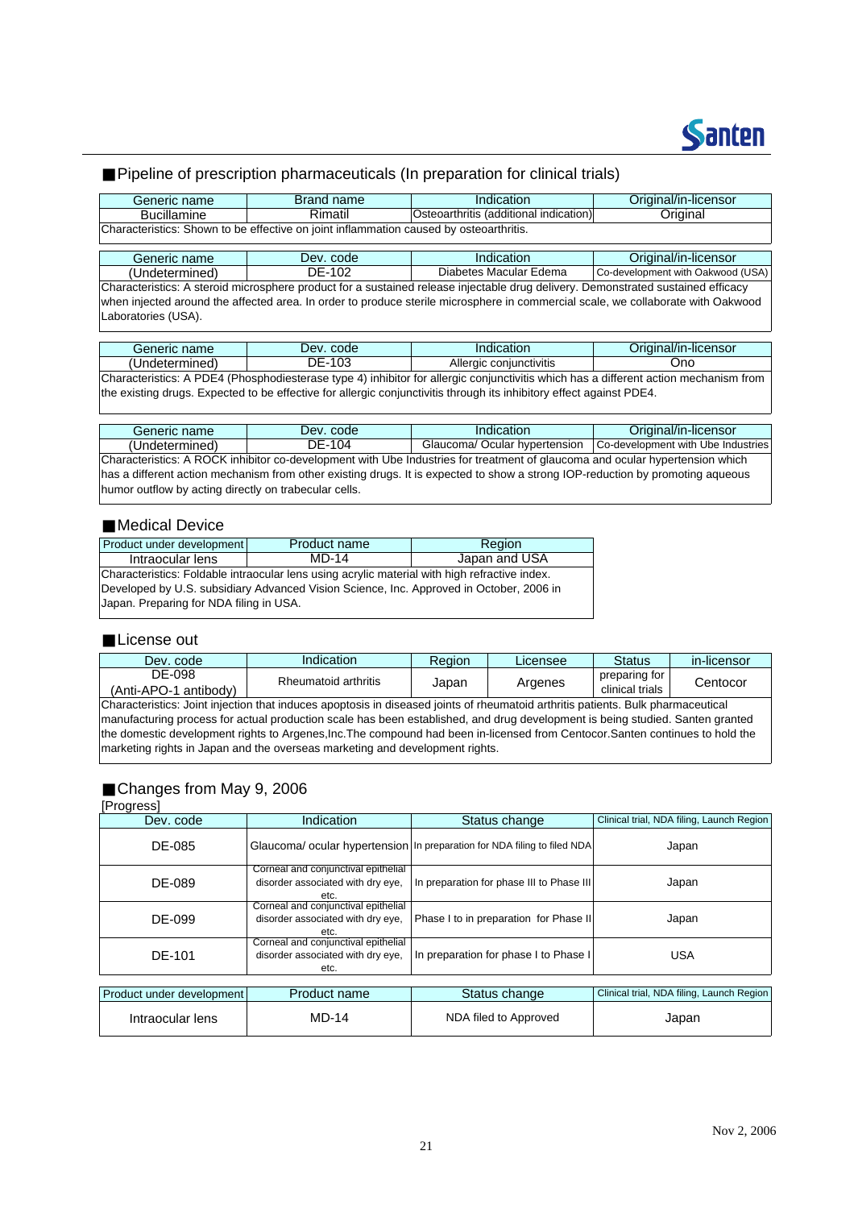## ■Pipeline of prescription pharmaceuticals (In preparation for clinical trials)

| Generic name | Brand name | Indication | Original/in-licensor |
|---|---|---|---|
| Bucillamine | Rimatil | Osteoarthritis (additional indication) | Original |
| Characteristics: Shown to be effective on joint inflammation caused by osteoarthritis. | | | |

| Generic name | Dev. code | Indication | Original/in-licensor |
|---|---|---|---|
| (Undetermined) | DE-102 | Diabetes Macular Edema | Co-development with Oakwood (USA) |
| Characteristics: A steroid microsphere product for a sustained release injectable drug delivery. Demonstrated sustained efficacy when injected around the affected area. In order to produce sterile microsphere in commercial scale, we collaborate with Oakwood Laboratories (USA). | | | |

| Generic name | Dev. code | Indication | Original/in-licensor |
|---|---|---|---|
| (Undetermined) | DE-103 | Allergic conjunctivitis | Ono |
| Characteristics: A PDE4 (Phosphodiesterase type 4) inhibitor for allergic conjunctivitis which has a different action mechanism from the existing drugs. Expected to be effective for allergic conjunctivitis through its inhibitory effect against PDE4. | | | |

| Generic name | Dev. code | Indication | Original/in-licensor |
|---|---|---|---|
| (Undetermined) | DE-104 | Glaucoma/ Ocular hypertension | Co-development with Ube Industries |
| Characteristics: A ROCK inhibitor co-development with Ube Industries for treatment of glaucoma and ocular hypertension which has a different action mechanism from other existing drugs. It is expected to show a strong IOP-reduction by promoting aqueous humor outflow by acting directly on trabecular cells. | | | |

## ■Medical Device

| Product under development | Product name | Region |
|---|---|---|
| Intraocular lens | MD-14 | Japan and USA |
| Characteristics: Foldable intraocular lens using acrylic material with high refractive index. Developed by U.S. subsidiary Advanced Vision Science, Inc. Approved in October, 2006 in Japan. Preparing for NDA filing in USA. | | |

## ■License out

| Dev. code | Indication | Region | Licensee | Status | in-licensor |
|---|---|---|---|---|---|
| DE-098 (Anti-APO-1 antibody) | Rheumatoid arthritis | Japan | Argenes | preparing for clinical trials | Centocor |
| Characteristics: Joint injection that induces apoptosis in diseased joints of rheumatoid arthritis patients. Bulk pharmaceutical manufacturing process for actual production scale has been established, and drug development is being studied. Santen granted the domestic development rights to Argenes,Inc.The compound had been in-licensed from Centocor.Santen continues to hold the marketing rights in Japan and the overseas marketing and development rights. | | | | | |

## ■Changes from May 9, 2006

[Progress]

| Dev. code | Indication | Status change | Clinical trial, NDA filing, Launch Region |
|---|---|---|---|
| DE-085 | Glaucoma/ ocular hypertension | In preparation for NDA filing to filed NDA | Japan |
| DE-089 | Corneal and conjunctival epithelial disorder associated with dry eye, etc. | In preparation for phase III to Phase III | Japan |
| DE-099 | Corneal and conjunctival epithelial disorder associated with dry eye, etc. | Phase I to in preparation for Phase II | Japan |
| DE-101 | Corneal and conjunctival epithelial disorder associated with dry eye, etc. | In preparation for phase I to Phase I | USA |

| Product under development | Product name | Status change | Clinical trial, NDA filing, Launch Region |
|---|---|---|---|
| Intraocular lens | MD-14 | NDA filed to Approved | Japan |

Nov 2, 2006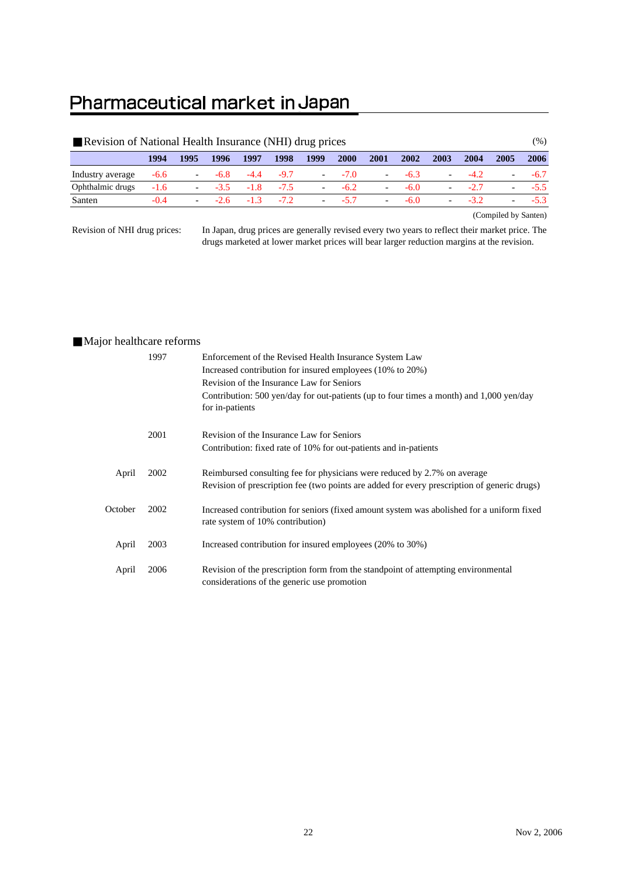# Pharmaceutical market in Japan

## ■Revision of National Health Insurance (NHI) drug prices

(%)

| | 1994 | 1995 | 1996 | 1997 | 1998 | 1999 | 2000 | 2001 | 2002 | 2003 | 2004 | 2005 | 2006 |
|---|---|---|---|---|---|---|---|---|---|---|---|---|---|
| Industry average | -6.6 | - | -6.8 | -4.4 | -9.7 | - | -7.0 | - | -6.3 | - | -4.2 | - | -6.7 |
| Ophthalmic drugs | -1.6 | - | -3.5 | -1.8 | -7.5 | - | -6.2 | - | -6.0 | - | -2.7 | - | -5.5 |
| Santen | -0.4 | - | -2.6 | -1.3 | -7.2 | - | -5.7 | - | -6.0 | - | -3.2 | - | -5.3 |

(Compiled by Santen)

Revision of NHI drug prices: In Japan, drug prices are generally revised every two years to reflect their market price. The drugs marketed at lower market prices will bear larger reduction margins at the revision.

## ■Major healthcare reforms

| | | |
|---|---|---|
| | 1997 | Enforcement of the Revised Health Insurance System Law<br>Increased contribution for insured employees (10% to 20%)<br>Revision of the Insurance Law for Seniors<br>Contribution: 500 yen/day for out-patients (up to four times a month) and 1,000 yen/day for in-patients |
| | 2001 | Revision of the Insurance Law for Seniors<br>Contribution: fixed rate of 10% for out-patients and in-patients |
| April | 2002 | Reimbursed consulting fee for physicians were reduced by 2.7% on average<br>Revision of prescription fee (two points are added for every prescription of generic drugs) |
| October | 2002 | Increased contribution for seniors (fixed amount system was abolished for a uniform fixed rate system of 10% contribution) |
| April | 2003 | Increased contribution for insured employees (20% to 30%) |
| April | 2006 | Revision of the prescription form from the standpoint of attempting environmental considerations of the generic use promotion |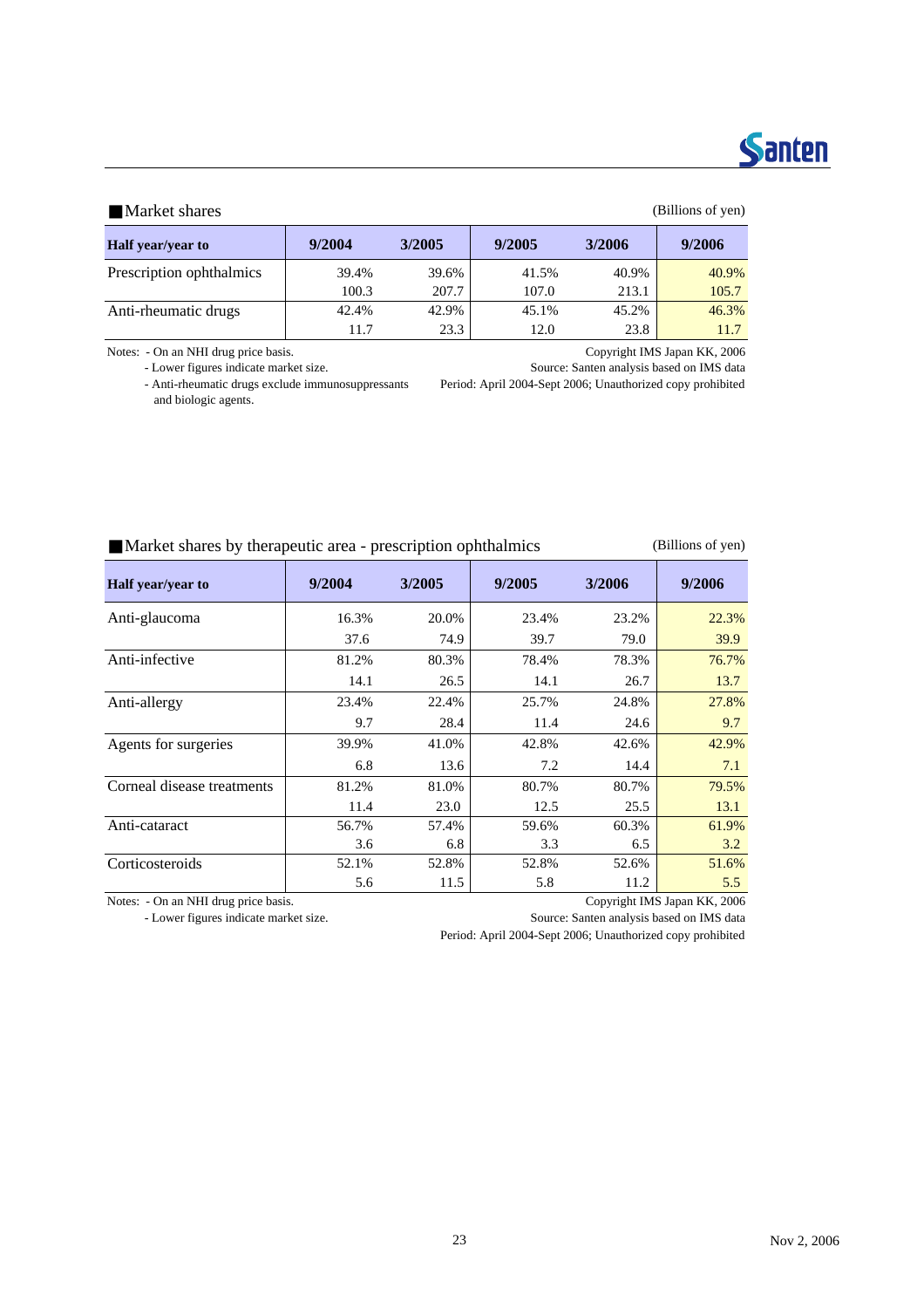## ■Market shares

(Billions of yen)

| Half year/year to | 9/2004 | 3/2005 | 9/2005 | 3/2006 | 9/2006 |
|---|---|---|---|---|---|
| Prescription ophthalmics | 39.4% | 39.6% | 41.5% | 40.9% | 40.9% |
| | 100.3 | 207.7 | 107.0 | 213.1 | 105.7 |
| Anti-rheumatic drugs | 42.4% | 42.9% | 45.1% | 45.2% | 46.3% |
| | 11.7 | 23.3 | 12.0 | 23.8 | 11.7 |

Notes: - On an NHI drug price basis.
- Lower figures indicate market size.
- Anti-rheumatic drugs exclude immunosuppressants and biologic agents.

Copyright IMS Japan KK, 2006
Source: Santen analysis based on IMS data
Period: April 2004-Sept 2006; Unauthorized copy prohibited

## ■Market shares by therapeutic area - prescription ophthalmics

(Billions of yen)

| Half year/year to | 9/2004 | 3/2005 | 9/2005 | 3/2006 | 9/2006 |
|---|---|---|---|---|---|
| Anti-glaucoma | 16.3% | 20.0% | 23.4% | 23.2% | 22.3% |
| | 37.6 | 74.9 | 39.7 | 79.0 | 39.9 |
| Anti-infective | 81.2% | 80.3% | 78.4% | 78.3% | 76.7% |
| | 14.1 | 26.5 | 14.1 | 26.7 | 13.7 |
| Anti-allergy | 23.4% | 22.4% | 25.7% | 24.8% | 27.8% |
| | 9.7 | 28.4 | 11.4 | 24.6 | 9.7 |
| Agents for surgeries | 39.9% | 41.0% | 42.8% | 42.6% | 42.9% |
| | 6.8 | 13.6 | 7.2 | 14.4 | 7.1 |
| Corneal disease treatments | 81.2% | 81.0% | 80.7% | 80.7% | 79.5% |
| | 11.4 | 23.0 | 12.5 | 25.5 | 13.1 |
| Anti-cataract | 56.7% | 57.4% | 59.6% | 60.3% | 61.9% |
| | 3.6 | 6.8 | 3.3 | 6.5 | 3.2 |
| Corticosteroids | 52.1% | 52.8% | 52.8% | 52.6% | 51.6% |
| | 5.6 | 11.5 | 5.8 | 11.2 | 5.5 |

Notes: - On an NHI drug price basis.
- Lower figures indicate market size.

Copyright IMS Japan KK, 2006
Source: Santen analysis based on IMS data
Period: April 2004-Sept 2006; Unauthorized copy prohibited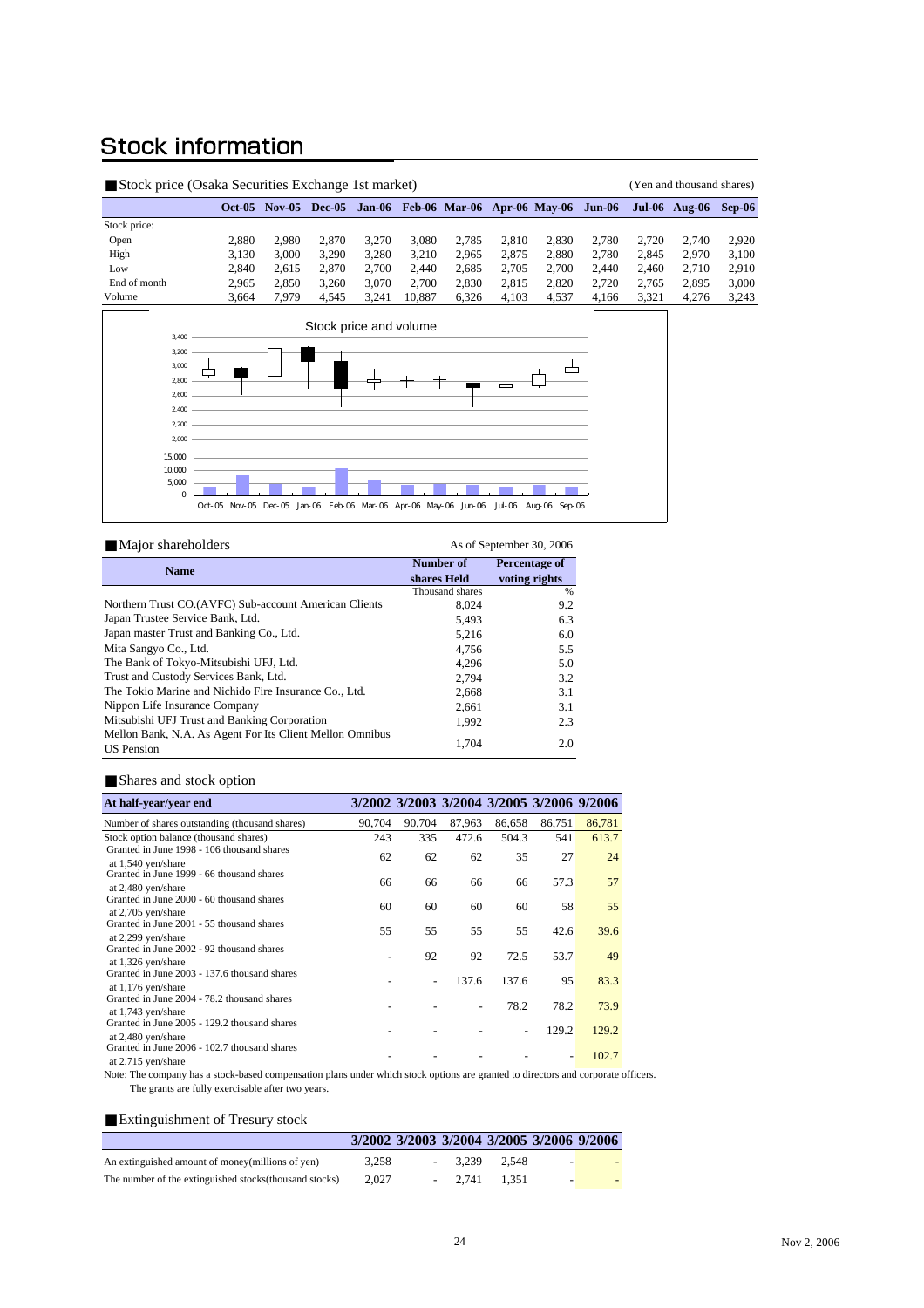# Stock information

## ■ Stock price (Osaka Securities Exchange 1st market)

(Yen and thousand shares)

| | Oct-05 | Nov-05 | Dec-05 | Jan-06 | Feb-06 | Mar-06 | Apr-06 | May-06 | Jun-06 | Jul-06 | Aug-06 | Sep-06 |
|---|---|---|---|---|---|---|---|---|---|---|---|---|
| Stock price: | | | | | | | | | | | | |
| Open | 2,880 | 2,980 | 2,870 | 3,270 | 3,080 | 2,785 | 2,810 | 2,830 | 2,780 | 2,720 | 2,740 | 2,920 |
| High | 3,130 | 3,000 | 3,290 | 3,280 | 3,210 | 2,965 | 2,875 | 2,880 | 2,780 | 2,845 | 2,970 | 3,100 |
| Low | 2,840 | 2,615 | 2,870 | 2,700 | 2,440 | 2,685 | 2,705 | 2,700 | 2,440 | 2,460 | 2,710 | 2,910 |
| End of month | 2,965 | 2,850 | 3,260 | 3,070 | 2,700 | 2,830 | 2,815 | 2,820 | 2,720 | 2,765 | 2,895 | 3,000 |
| Volume | 3,664 | 7,979 | 4,545 | 3,241 | 10,887 | 6,326 | 4,103 | 4,537 | 4,166 | 3,321 | 4,276 | 3,243 |

Stock price and volume

## ■ Major shareholders

As of September 30, 2006

| Name | Number of shares Held | Percentage of voting rights |
|---|---|---|
| | Thousand shares | % |
| Northern Trust CO.(AVFC) Sub-account American Clients | 8,024 | 9.2 |
| Japan Trustee Service Bank, Ltd. | 5,493 | 6.3 |
| Japan master Trust and Banking Co., Ltd. | 5,216 | 6.0 |
| Mita Sangyo Co., Ltd. | 4,756 | 5.5 |
| The Bank of Tokyo-Mitsubishi UFJ, Ltd. | 4,296 | 5.0 |
| Trust and Custody Services Bank, Ltd. | 2,794 | 3.2 |
| The Tokio Marine and Nichido Fire Insurance Co., Ltd. | 2,668 | 3.1 |
| Nippon Life Insurance Company | 2,661 | 3.1 |
| Mitsubishi UFJ Trust and Banking Corporation | 1,992 | 2.3 |
| Mellon Bank, N.A. As Agent For Its Client Mellon Omnibus US Pension | 1,704 | 2.0 |

## ■ Shares and stock option

| At half-year/year end | 3/2002 | 3/2003 | 3/2004 | 3/2005 | 3/2006 | 9/2006 |
|---|---|---|---|---|---|---|
| Number of shares outstanding (thousand shares) | 90,704 | 90,704 | 87,963 | 86,658 | 86,751 | 86,781 |
| Stock option balance (thousand shares) | 243 | 335 | 472.6 | 504.3 | 541 | 613.7 |
| Granted in June 1998 - 106 thousand shares at 1,540 yen/share | 62 | 62 | 62 | 35 | 27 | 24 |
| Granted in June 1999 - 66 thousand shares at 2,480 yen/share | 66 | 66 | 66 | 66 | 57.3 | 57 |
| Granted in June 2000 - 60 thousand shares at 2,705 yen/share | 60 | 60 | 60 | 60 | 58 | 55 |
| Granted in June 2001 - 55 thousand shares at 2,299 yen/share | 55 | 55 | 55 | 55 | 42.6 | 39.6 |
| Granted in June 2002 - 92 thousand shares at 1,326 yen/share | - | 92 | 92 | 72.5 | 53.7 | 49 |
| Granted in June 2003 - 137.6 thousand shares at 1,176 yen/share | - | - | 137.6 | 137.6 | 95 | 83.3 |
| Granted in June 2004 - 78.2 thousand shares at 1,743 yen/share | - | - | - | 78.2 | 78.2 | 73.9 |
| Granted in June 2005 - 129.2 thousand shares at 2,480 yen/share | - | - | - | - | 129.2 | 129.2 |
| Granted in June 2006 - 102.7 thousand shares at 2,715 yen/share | - | - | - | - | - | 102.7 |

Note: The company has a stock-based compensation plans under which stock options are granted to directors and corporate officers. The grants are fully exercisable after two years.

## ■ Extinguishment of Tresury stock

| | 3/2002 | 3/2003 | 3/2004 | 3/2005 | 3/2006 | 9/2006 |
|---|---|---|---|---|---|---|
| An extinguished amount of money(millions of yen) | 3,258 | - | 3,239 | 2,548 | - | - |
| The number of the extinguished stocks(thousand stocks) | 2,027 | - | 2,741 | 1,351 | - | - |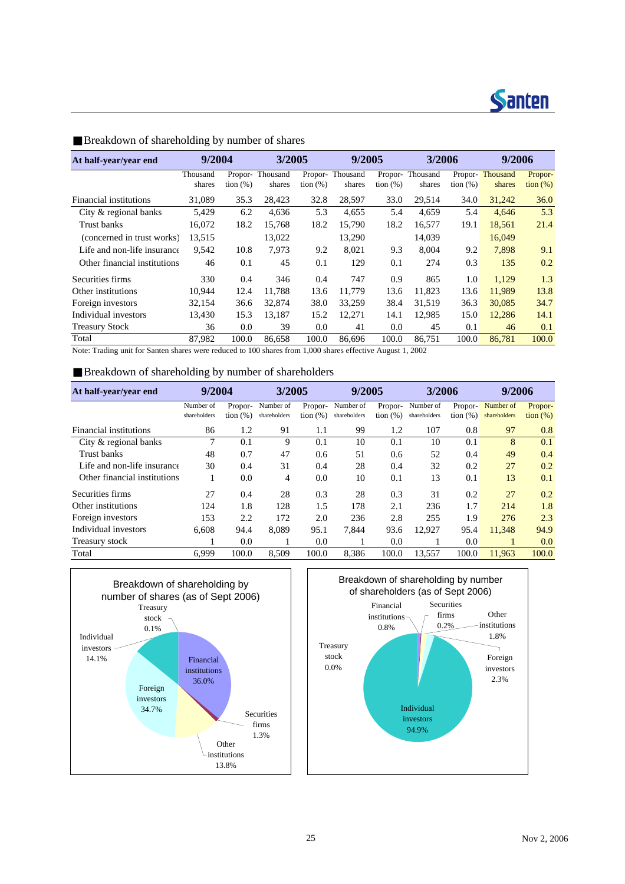## ■Breakdown of shareholding by number of shares

| At half-year/year end | 9/2004 | | 3/2005 | | 9/2005 | | 3/2006 | | 9/2006 | |
|---|---|---|---|---|---|---|---|---|---|---|
| | Thousand shares | Proportion (%) | Thousand shares | Proportion (%) | Thousand shares | Proportion (%) | Thousand shares | Proportion (%) | Thousand shares | Proportion (%) |
| Financial institutions | 31,089 | 35.3 | 28,423 | 32.8 | 28,597 | 33.0 | 29,514 | 34.0 | 31,242 | 36.0 |
| City & regional banks | 5,429 | 6.2 | 4,636 | 5.3 | 4,655 | 5.4 | 4,659 | 5.4 | 4,646 | 5.3 |
| Trust banks | 16,072 | 18.2 | 15,768 | 18.2 | 15,790 | 18.2 | 16,577 | 19.1 | 18,561 | 21.4 |
| (concerned in trust works) | 13,515 | | 13,022 | | 13,290 | | 14,039 | | 16,049 | |
| Life and non-life insurance | 9,542 | 10.8 | 7,973 | 9.2 | 8,021 | 9.3 | 8,004 | 9.2 | 7,898 | 9.1 |
| Other financial institutions | 46 | 0.1 | 45 | 0.1 | 129 | 0.1 | 274 | 0.3 | 135 | 0.2 |
| Securities firms | 330 | 0.4 | 346 | 0.4 | 747 | 0.9 | 865 | 1.0 | 1,129 | 1.3 |
| Other institutions | 10,944 | 12.4 | 11,788 | 13.6 | 11,779 | 13.6 | 11,823 | 13.6 | 11,989 | 13.8 |
| Foreign investors | 32,154 | 36.6 | 32,874 | 38.0 | 33,259 | 38.4 | 31,519 | 36.3 | 30,085 | 34.7 |
| Individual investors | 13,430 | 15.3 | 13,187 | 15.2 | 12,271 | 14.1 | 12,985 | 15.0 | 12,286 | 14.1 |
| Treasury Stock | 36 | 0.0 | 39 | 0.0 | 41 | 0.0 | 45 | 0.1 | 46 | 0.1 |
| Total | 87,982 | 100.0 | 86,658 | 100.0 | 86,696 | 100.0 | 86,751 | 100.0 | 86,781 | 100.0 |

Note: Trading unit for Santen shares were reduced to 100 shares from 1,000 shares effective August 1, 2002

## ■Breakdown of shareholding by number of shareholders

| At half-year/year end | 9/2004 | | 3/2005 | | 9/2005 | | 3/2006 | | 9/2006 | |
|---|---|---|---|---|---|---|---|---|---|---|
| | Number of shareholders | Proportion (%) | Number of shareholders | Proportion (%) | Number of shareholders | Proportion (%) | Number of shareholders | Proportion (%) | Number of shareholders | Proportion (%) |
| Financial institutions | 86 | 1.2 | 91 | 1.1 | 99 | 1.2 | 107 | 0.8 | 97 | 0.8 |
| City & regional banks | 7 | 0.1 | 9 | 0.1 | 10 | 0.1 | 10 | 0.1 | 8 | 0.1 |
| Trust banks | 48 | 0.7 | 47 | 0.6 | 51 | 0.6 | 52 | 0.4 | 49 | 0.4 |
| Life and non-life insurance | 30 | 0.4 | 31 | 0.4 | 28 | 0.4 | 32 | 0.2 | 27 | 0.2 |
| Other financial institutions | 1 | 0.0 | 4 | 0.0 | 10 | 0.1 | 13 | 0.1 | 13 | 0.1 |
| Securities firms | 27 | 0.4 | 28 | 0.3 | 28 | 0.3 | 31 | 0.2 | 27 | 0.2 |
| Other institutions | 124 | 1.8 | 128 | 1.5 | 178 | 2.1 | 236 | 1.7 | 214 | 1.8 |
| Foreign investors | 153 | 2.2 | 172 | 2.0 | 236 | 2.8 | 255 | 1.9 | 276 | 2.3 |
| Individual investors | 6,608 | 94.4 | 8,089 | 95.1 | 7,844 | 93.6 | 12,927 | 95.4 | 11,348 | 94.9 |
| Treasury stock | 1 | 0.0 | 1 | 0.0 | 1 | 0.0 | 1 | 0.0 | 1 | 0.0 |
| Total | 6,999 | 100.0 | 8,509 | 100.0 | 8,386 | 100.0 | 13,557 | 100.0 | 11,963 | 100.0 |

**Breakdown of shareholding by number of shares (as of Sept 2006)**

Financial institutions 36.0%, Securities firms 1.3%, Other institutions 13.8%, Foreign investors 34.7%, Individual investors 14.1%, Treasury stock 0.1%

**Breakdown of shareholding by number of shareholders (as of Sept 2006)**

Financial institutions 0.8%, Securities firms 0.2%, Other institutions 1.8%, Foreign investors 2.3%, Individual investors 94.9%, Treasury stock 0.0%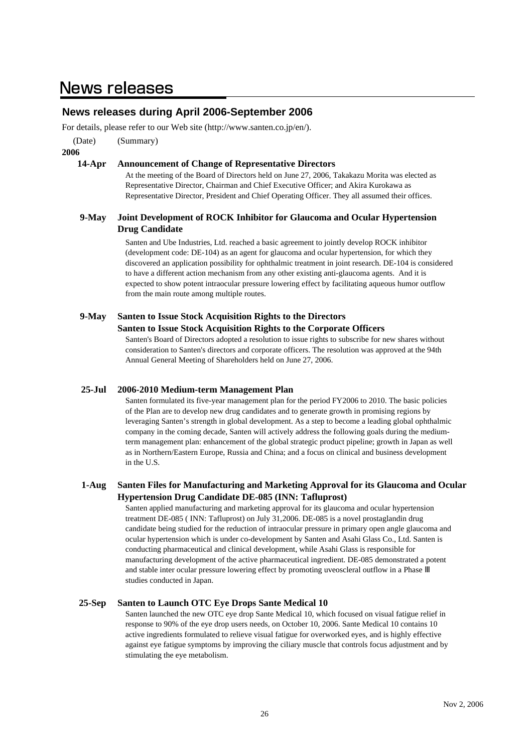# News releases

## News releases during April 2006-September 2006

For details, please refer to our Web site (http://www.santen.co.jp/en/).

(Date) (Summary)

**2006**

**14-Apr** **Announcement of Change of Representative Directors**

At the meeting of the Board of Directors held on June 27, 2006, Takakazu Morita was elected as Representative Director, Chairman and Chief Executive Officer; and Akira Kurokawa as Representative Director, President and Chief Operating Officer. They all assumed their offices.

**9-May** **Joint Development of ROCK Inhibitor for Glaucoma and Ocular Hypertension Drug Candidate**

Santen and Ube Industries, Ltd. reached a basic agreement to jointly develop ROCK inhibitor (development code: DE-104) as an agent for glaucoma and ocular hypertension, for which they discovered an application possibility for ophthalmic treatment in joint research. DE-104 is considered to have a different action mechanism from any other existing anti-glaucoma agents. And it is expected to show potent intraocular pressure lowering effect by facilitating aqueous humor outflow from the main route among multiple routes.

**9-May** **Santen to Issue Stock Acquisition Rights to the Directors**
**Santen to Issue Stock Acquisition Rights to the Corporate Officers**

Santen's Board of Directors adopted a resolution to issue rights to subscribe for new shares without consideration to Santen's directors and corporate officers. The resolution was approved at the 94th Annual General Meeting of Shareholders held on June 27, 2006.

**25-Jul** **2006-2010 Medium-term Management Plan**

Santen formulated its five-year management plan for the period FY2006 to 2010. The basic policies of the Plan are to develop new drug candidates and to generate growth in promising regions by leveraging Santen's strength in global development. As a step to become a leading global ophthalmic company in the coming decade, Santen will actively address the following goals during the medium-term management plan: enhancement of the global strategic product pipeline; growth in Japan as well as in Northern/Eastern Europe, Russia and China; and a focus on clinical and business development in the U.S.

**1-Aug** **Santen Files for Manufacturing and Marketing Approval for its Glaucoma and Ocular Hypertension Drug Candidate DE-085 (INN: Tafluprost)**

Santen applied manufacturing and marketing approval for its glaucoma and ocular hypertension treatment DE-085 ( INN: Tafluprost) on July 31,2006. DE-085 is a novel prostaglandin drug candidate being studied for the reduction of intraocular pressure in primary open angle glaucoma and ocular hypertension which is under co-development by Santen and Asahi Glass Co., Ltd. Santen is conducting pharmaceutical and clinical development, while Asahi Glass is responsible for manufacturing development of the active pharmaceutical ingredient. DE-085 demonstrated a potent and stable inter ocular pressure lowering effect by promoting uveoscleral outflow in a Phase Ⅲ studies conducted in Japan.

**25-Sep** **Santen to Launch OTC Eye Drops Sante Medical 10**

Santen launched the new OTC eye drop Sante Medical 10, which focused on visual fatigue relief in response to 90% of the eye drop users needs, on October 10, 2006. Sante Medical 10 contains 10 active ingredients formulated to relieve visual fatigue for overworked eyes, and is highly effective against eye fatigue symptoms by improving the ciliary muscle that controls focus adjustment and by stimulating the eye metabolism.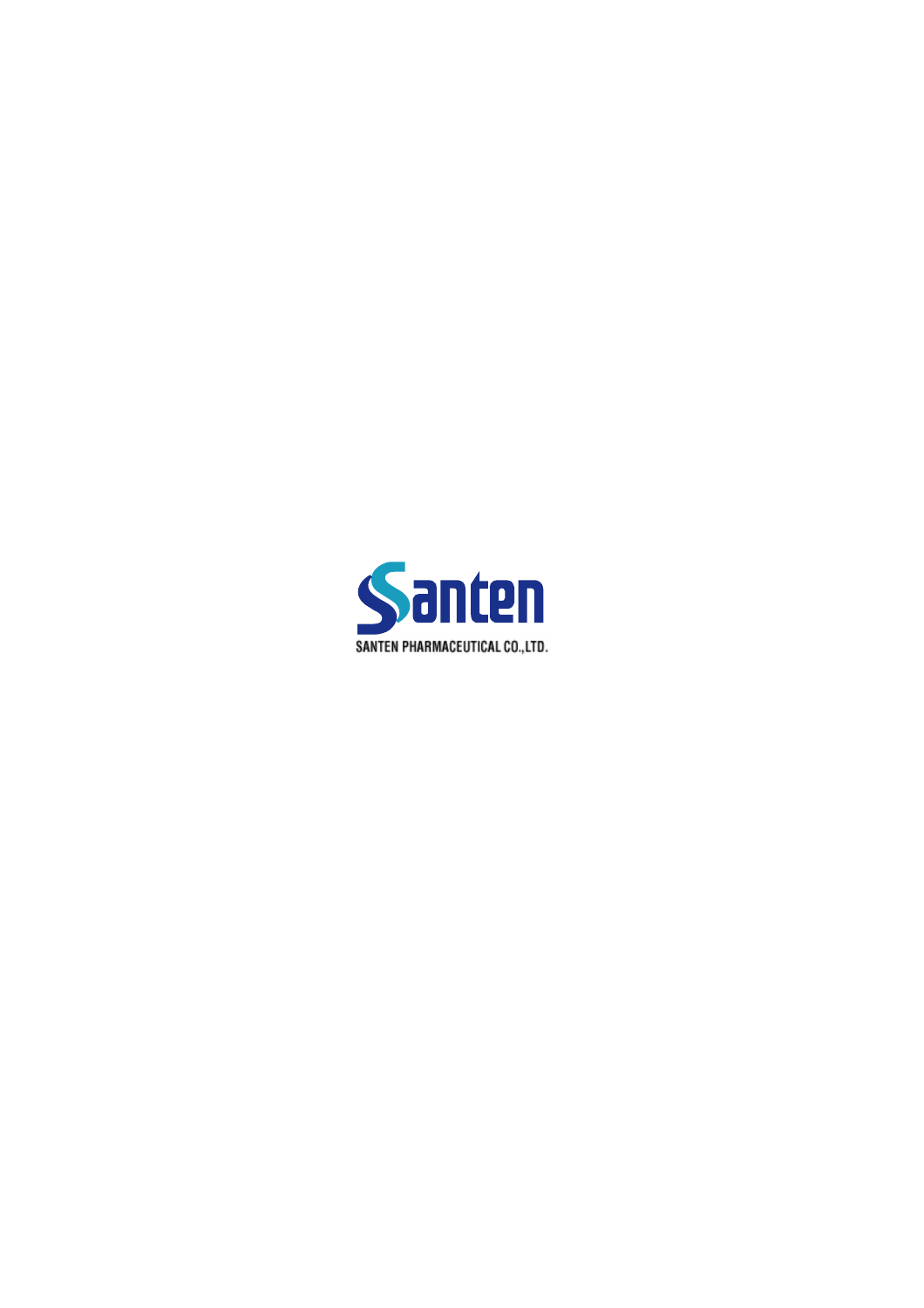Santen

SANTEN PHARMACEUTICAL CO.,LTD.